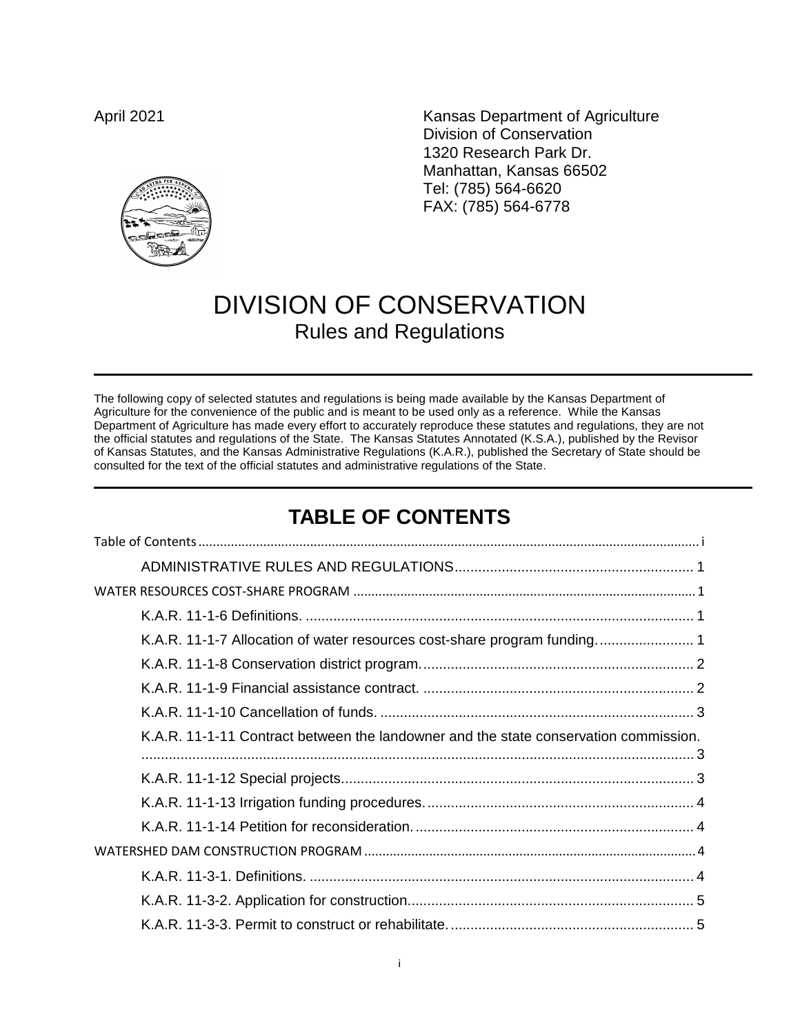April 2021

Kansas Department of Agriculture
Division of Conservation
1320 Research Park Dr.
Manhattan, Kansas 66502
Tel: (785) 564-6620
FAX: (785) 564-6778

# DIVISION OF CONSERVATION

## Rules and Regulations

---

The following copy of selected statutes and regulations is being made available by the Kansas Department of Agriculture for the convenience of the public and is meant to be used only as a reference. While the Kansas Department of Agriculture has made every effort to accurately reproduce these statutes and regulations, they are not the official statutes and regulations of the State. The Kansas Statutes Annotated (K.S.A.), published by the Revisor of Kansas Statutes, and the Kansas Administrative Regulations (K.A.R.), published the Secretary of State should be consulted for the text of the official statutes and administrative regulations of the State.

---

## TABLE OF CONTENTS

Table of Contents .......... i

- ADMINISTRATIVE RULES AND REGULATIONS .......... 1

WATER RESOURCES COST-SHARE PROGRAM .......... 1

- K.A.R. 11-1-6 Definitions. .......... 1
- K.A.R. 11-1-7 Allocation of water resources cost-share program funding. .......... 1
- K.A.R. 11-1-8 Conservation district program. .......... 2
- K.A.R. 11-1-9 Financial assistance contract. .......... 2
- K.A.R. 11-1-10 Cancellation of funds. .......... 3
- K.A.R. 11-1-11 Contract between the landowner and the state conservation commission. .......... 3
- K.A.R. 11-1-12 Special projects. .......... 3
- K.A.R. 11-1-13 Irrigation funding procedures. .......... 4
- K.A.R. 11-1-14 Petition for reconsideration. .......... 4

WATERSHED DAM CONSTRUCTION PROGRAM .......... 4

- K.A.R. 11-3-1. Definitions. .......... 4
- K.A.R. 11-3-2. Application for construction. .......... 5
- K.A.R. 11-3-3. Permit to construct or rehabilitate. .......... 5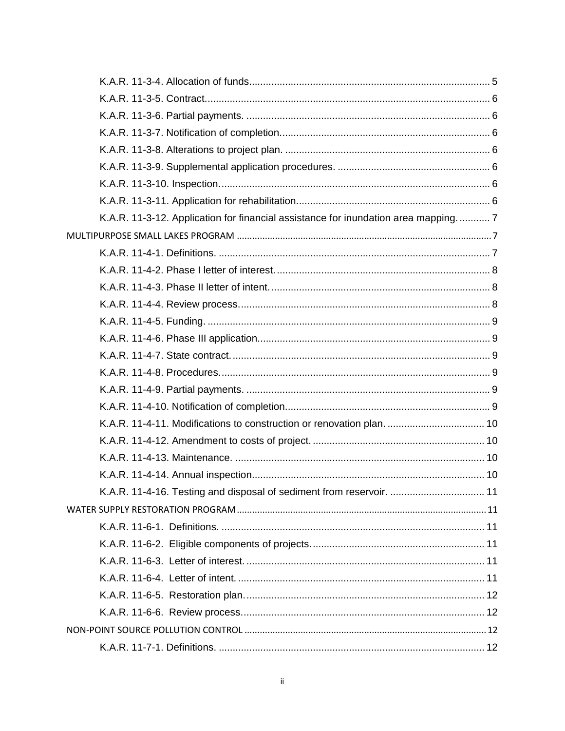K.A.R. 11-3-4. Allocation of funds....... 5

K.A.R. 11-3-5. Contract....... 6

K.A.R. 11-3-6. Partial payments. ....... 6

K.A.R. 11-3-7. Notification of completion....... 6

K.A.R. 11-3-8. Alterations to project plan. ....... 6

K.A.R. 11-3-9. Supplemental application procedures. ....... 6

K.A.R. 11-3-10. Inspection....... 6

K.A.R. 11-3-11. Application for rehabilitation....... 6

K.A.R. 11-3-12. Application for financial assistance for inundation area mapping. ....... 7

MULTIPURPOSE SMALL LAKES PROGRAM ....... 7

K.A.R. 11-4-1. Definitions. ....... 7

K.A.R. 11-4-2. Phase I letter of interest. ....... 8

K.A.R. 11-4-3. Phase II letter of intent. ....... 8

K.A.R. 11-4-4. Review process. ....... 8

K.A.R. 11-4-5. Funding. ....... 9

K.A.R. 11-4-6. Phase III application....... 9

K.A.R. 11-4-7. State contract. ....... 9

K.A.R. 11-4-8. Procedures. ....... 9

K.A.R. 11-4-9. Partial payments. ....... 9

K.A.R. 11-4-10. Notification of completion....... 9

K.A.R. 11-4-11. Modifications to construction or renovation plan. ....... 10

K.A.R. 11-4-12. Amendment to costs of project. ....... 10

K.A.R. 11-4-13. Maintenance. ....... 10

K.A.R. 11-4-14. Annual inspection....... 10

K.A.R. 11-4-16. Testing and disposal of sediment from reservoir. ....... 11

WATER SUPPLY RESTORATION PROGRAM ....... 11

K.A.R. 11-6-1. Definitions. ....... 11

K.A.R. 11-6-2. Eligible components of projects. ....... 11

K.A.R. 11-6-3. Letter of interest. ....... 11

K.A.R. 11-6-4. Letter of intent. ....... 11

K.A.R. 11-6-5. Restoration plan. ....... 12

K.A.R. 11-6-6. Review process. ....... 12

NON-POINT SOURCE POLLUTION CONTROL ....... 12

K.A.R. 11-7-1. Definitions. ....... 12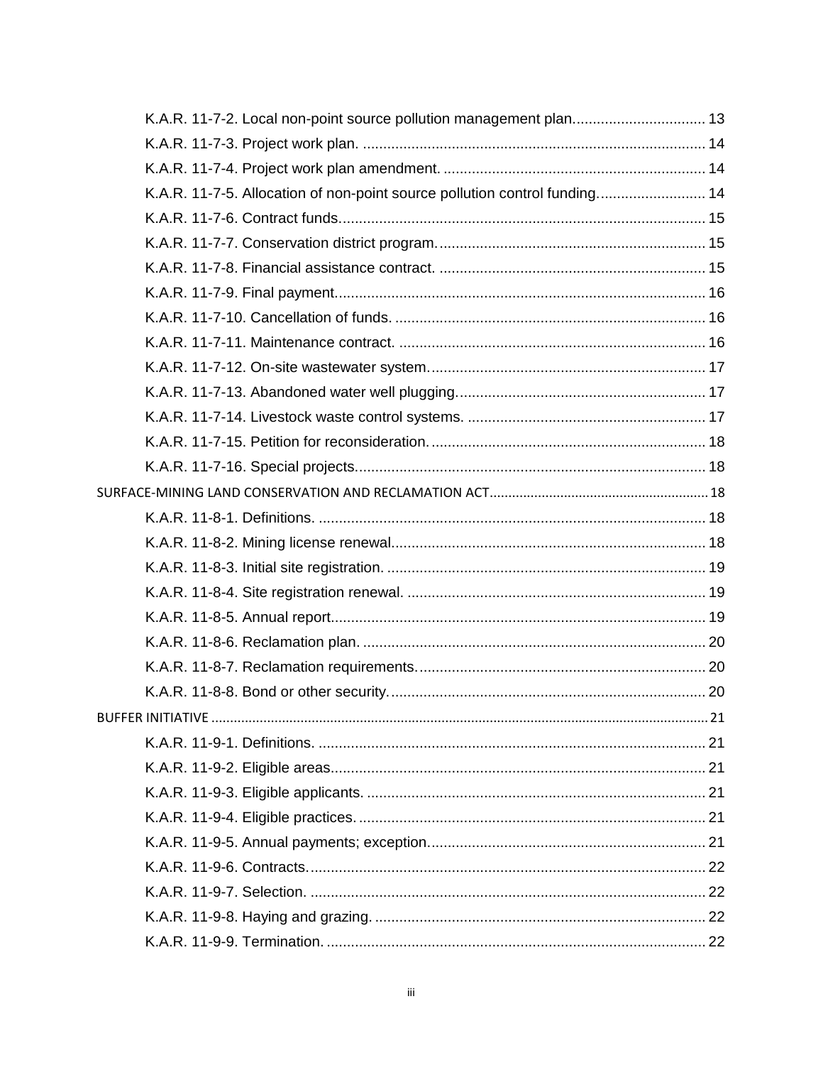K.A.R. 11-7-2. Local non-point source pollution management plan................................ 13

K.A.R. 11-7-3. Project work plan. .................................................................................... 14

K.A.R. 11-7-4. Project work plan amendment. ................................................................ 14

K.A.R. 11-7-5. Allocation of non-point source pollution control funding.......................... 14

K.A.R. 11-7-6. Contract funds.......................................................................................... 15

K.A.R. 11-7-7. Conservation district program.................................................................. 15

K.A.R. 11-7-8. Financial assistance contract. ................................................................. 15

K.A.R. 11-7-9. Final payment.......................................................................................... 16

K.A.R. 11-7-10. Cancellation of funds. ............................................................................ 16

K.A.R. 11-7-11. Maintenance contract. ........................................................................... 16

K.A.R. 11-7-12. On-site wastewater system.................................................................... 17

K.A.R. 11-7-13. Abandoned water well plugging............................................................. 17

K.A.R. 11-7-14. Livestock waste control systems. ........................................................... 17

K.A.R. 11-7-15. Petition for reconsideration.................................................................... 18

K.A.R. 11-7-16. Special projects...................................................................................... 18

SURFACE-MINING LAND CONSERVATION AND RECLAMATION ACT.......................................................... 18

K.A.R. 11-8-1. Definitions. ............................................................................................... 18

K.A.R. 11-8-2. Mining license renewal............................................................................. 18

K.A.R. 11-8-3. Initial site registration. .............................................................................. 19

K.A.R. 11-8-4. Site registration renewal. .......................................................................... 19

K.A.R. 11-8-5. Annual report............................................................................................ 19

K.A.R. 11-8-6. Reclamation plan. ..................................................................................... 20

K.A.R. 11-8-7. Reclamation requirements....................................................................... 20

K.A.R. 11-8-8. Bond or other security.............................................................................. 20

BUFFER INITIATIVE .................................................................................................................................... 21

K.A.R. 11-9-1. Definitions. ............................................................................................... 21

K.A.R. 11-9-2. Eligible areas............................................................................................ 21

K.A.R. 11-9-3. Eligible applicants. ................................................................................... 21

K.A.R. 11-9-4. Eligible practices. ..................................................................................... 21

K.A.R. 11-9-5. Annual payments; exception.................................................................... 21

K.A.R. 11-9-6. Contracts.................................................................................................. 22

K.A.R. 11-9-7. Selection. ................................................................................................. 22

K.A.R. 11-9-8. Haying and grazing. .................................................................................. 22

K.A.R. 11-9-9. Termination. ............................................................................................. 22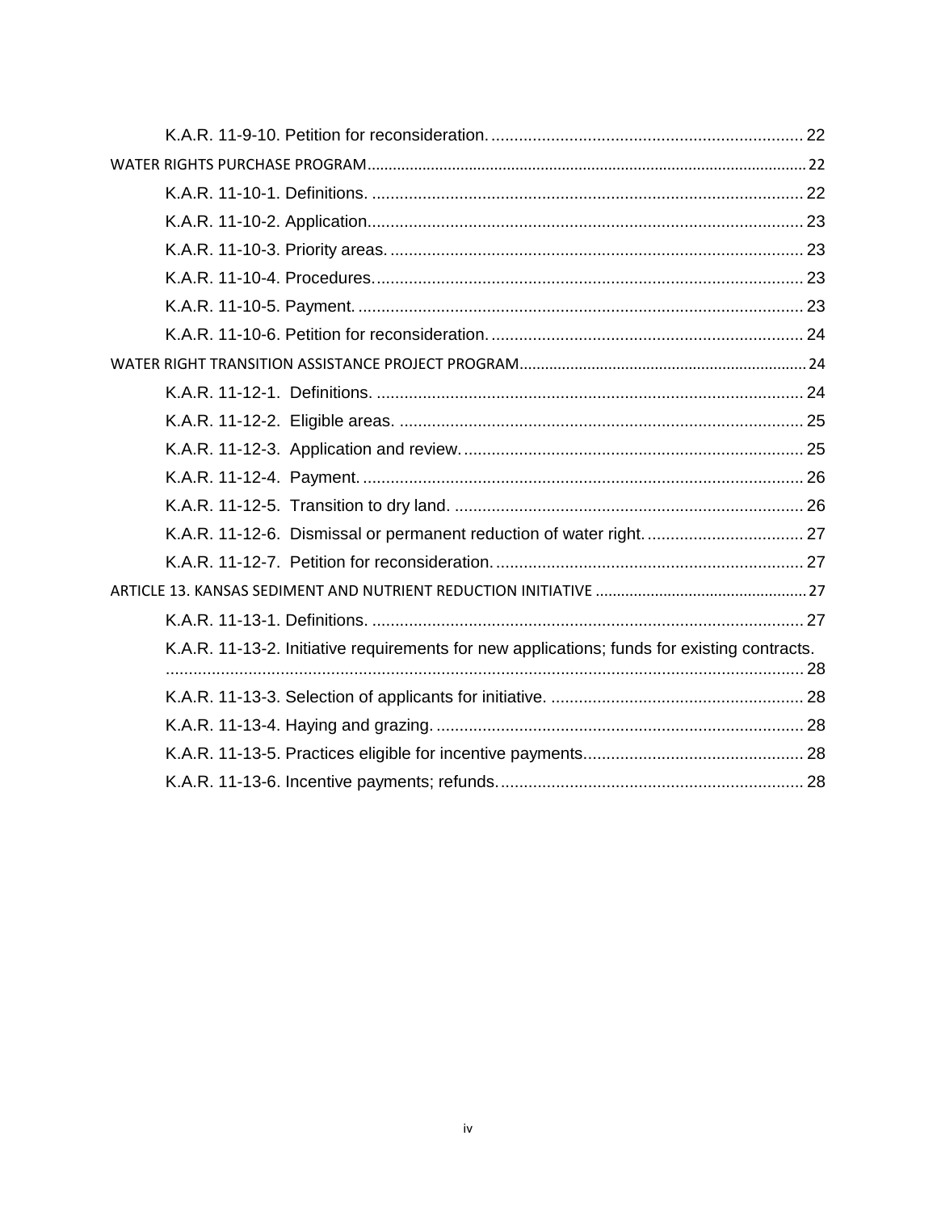K.A.R. 11-9-10. Petition for reconsideration. 22

WATER RIGHTS PURCHASE PROGRAM 22

K.A.R. 11-10-1. Definitions. 22

K.A.R. 11-10-2. Application 23

K.A.R. 11-10-3. Priority areas. 23

K.A.R. 11-10-4. Procedures. 23

K.A.R. 11-10-5. Payment. 23

K.A.R. 11-10-6. Petition for reconsideration. 24

WATER RIGHT TRANSITION ASSISTANCE PROJECT PROGRAM 24

K.A.R. 11-12-1. Definitions. 24

K.A.R. 11-12-2. Eligible areas. 25

K.A.R. 11-12-3. Application and review. 25

K.A.R. 11-12-4. Payment. 26

K.A.R. 11-12-5. Transition to dry land. 26

K.A.R. 11-12-6. Dismissal or permanent reduction of water right. 27

K.A.R. 11-12-7. Petition for reconsideration. 27

ARTICLE 13. KANSAS SEDIMENT AND NUTRIENT REDUCTION INITIATIVE 27

K.A.R. 11-13-1. Definitions. 27

K.A.R. 11-13-2. Initiative requirements for new applications; funds for existing contracts. 28

K.A.R. 11-13-3. Selection of applicants for initiative. 28

K.A.R. 11-13-4. Haying and grazing. 28

K.A.R. 11-13-5. Practices eligible for incentive payments. 28

K.A.R. 11-13-6. Incentive payments; refunds. 28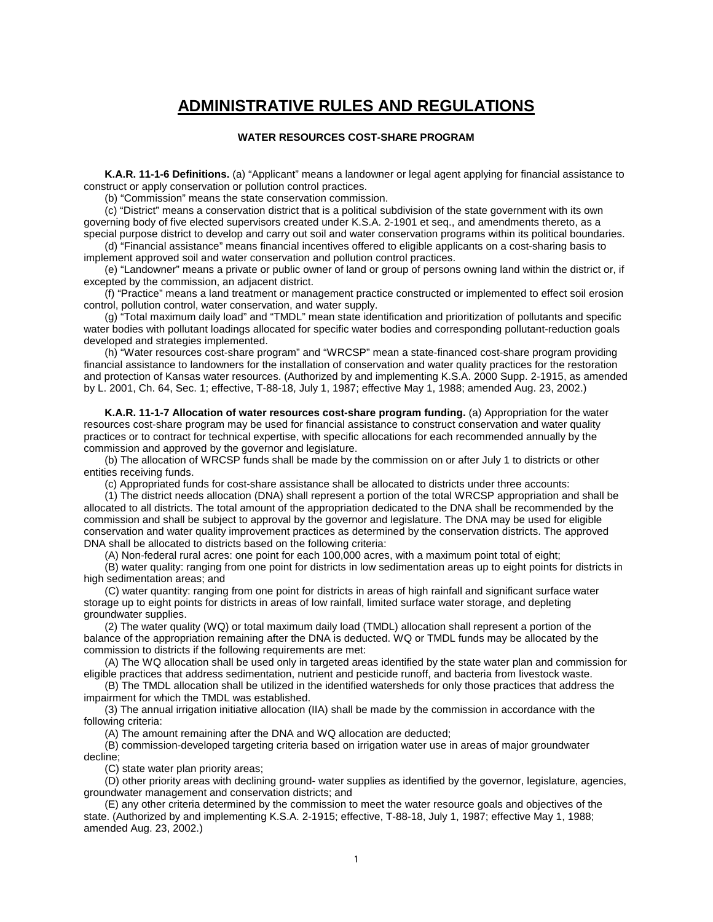# ADMINISTRATIVE RULES AND REGULATIONS

### WATER RESOURCES COST-SHARE PROGRAM

**K.A.R. 11-1-6 Definitions.** (a) “Applicant” means a landowner or legal agent applying for financial assistance to construct or apply conservation or pollution control practices.

(b) “Commission” means the state conservation commission.

(c) “District” means a conservation district that is a political subdivision of the state government with its own governing body of five elected supervisors created under K.S.A. 2-1901 et seq., and amendments thereto, as a special purpose district to develop and carry out soil and water conservation programs within its political boundaries.

(d) “Financial assistance” means financial incentives offered to eligible applicants on a cost-sharing basis to implement approved soil and water conservation and pollution control practices.

(e) “Landowner” means a private or public owner of land or group of persons owning land within the district or, if excepted by the commission, an adjacent district.

(f) “Practice” means a land treatment or management practice constructed or implemented to effect soil erosion control, pollution control, water conservation, and water supply.

(g) “Total maximum daily load” and “TMDL” mean state identification and prioritization of pollutants and specific water bodies with pollutant loadings allocated for specific water bodies and corresponding pollutant-reduction goals developed and strategies implemented.

(h) “Water resources cost-share program” and “WRCSP” mean a state-financed cost-share program providing financial assistance to landowners for the installation of conservation and water quality practices for the restoration and protection of Kansas water resources. (Authorized by and implementing K.S.A. 2000 Supp. 2-1915, as amended by L. 2001, Ch. 64, Sec. 1; effective, T-88-18, July 1, 1987; effective May 1, 1988; amended Aug. 23, 2002.)

**K.A.R. 11-1-7 Allocation of water resources cost-share program funding.** (a) Appropriation for the water resources cost-share program may be used for financial assistance to construct conservation and water quality practices or to contract for technical expertise, with specific allocations for each recommended annually by the commission and approved by the governor and legislature.

(b) The allocation of WRCSP funds shall be made by the commission on or after July 1 to districts or other entities receiving funds.

(c) Appropriated funds for cost-share assistance shall be allocated to districts under three accounts:

(1) The district needs allocation (DNA) shall represent a portion of the total WRCSP appropriation and shall be allocated to all districts. The total amount of the appropriation dedicated to the DNA shall be recommended by the commission and shall be subject to approval by the governor and legislature. The DNA may be used for eligible conservation and water quality improvement practices as determined by the conservation districts. The approved DNA shall be allocated to districts based on the following criteria:

(A) Non-federal rural acres: one point for each 100,000 acres, with a maximum point total of eight;

(B) water quality: ranging from one point for districts in low sedimentation areas up to eight points for districts in high sedimentation areas; and

(C) water quantity: ranging from one point for districts in areas of high rainfall and significant surface water storage up to eight points for districts in areas of low rainfall, limited surface water storage, and depleting groundwater supplies.

(2) The water quality (WQ) or total maximum daily load (TMDL) allocation shall represent a portion of the balance of the appropriation remaining after the DNA is deducted. WQ or TMDL funds may be allocated by the commission to districts if the following requirements are met:

(A) The WQ allocation shall be used only in targeted areas identified by the state water plan and commission for eligible practices that address sedimentation, nutrient and pesticide runoff, and bacteria from livestock waste.

(B) The TMDL allocation shall be utilized in the identified watersheds for only those practices that address the impairment for which the TMDL was established.

(3) The annual irrigation initiative allocation (IIA) shall be made by the commission in accordance with the following criteria:

(A) The amount remaining after the DNA and WQ allocation are deducted;

(B) commission-developed targeting criteria based on irrigation water use in areas of major groundwater decline;

(C) state water plan priority areas;

(D) other priority areas with declining ground- water supplies as identified by the governor, legislature, agencies, groundwater management and conservation districts; and

(E) any other criteria determined by the commission to meet the water resource goals and objectives of the state. (Authorized by and implementing K.S.A. 2-1915; effective, T-88-18, July 1, 1987; effective May 1, 1988; amended Aug. 23, 2002.)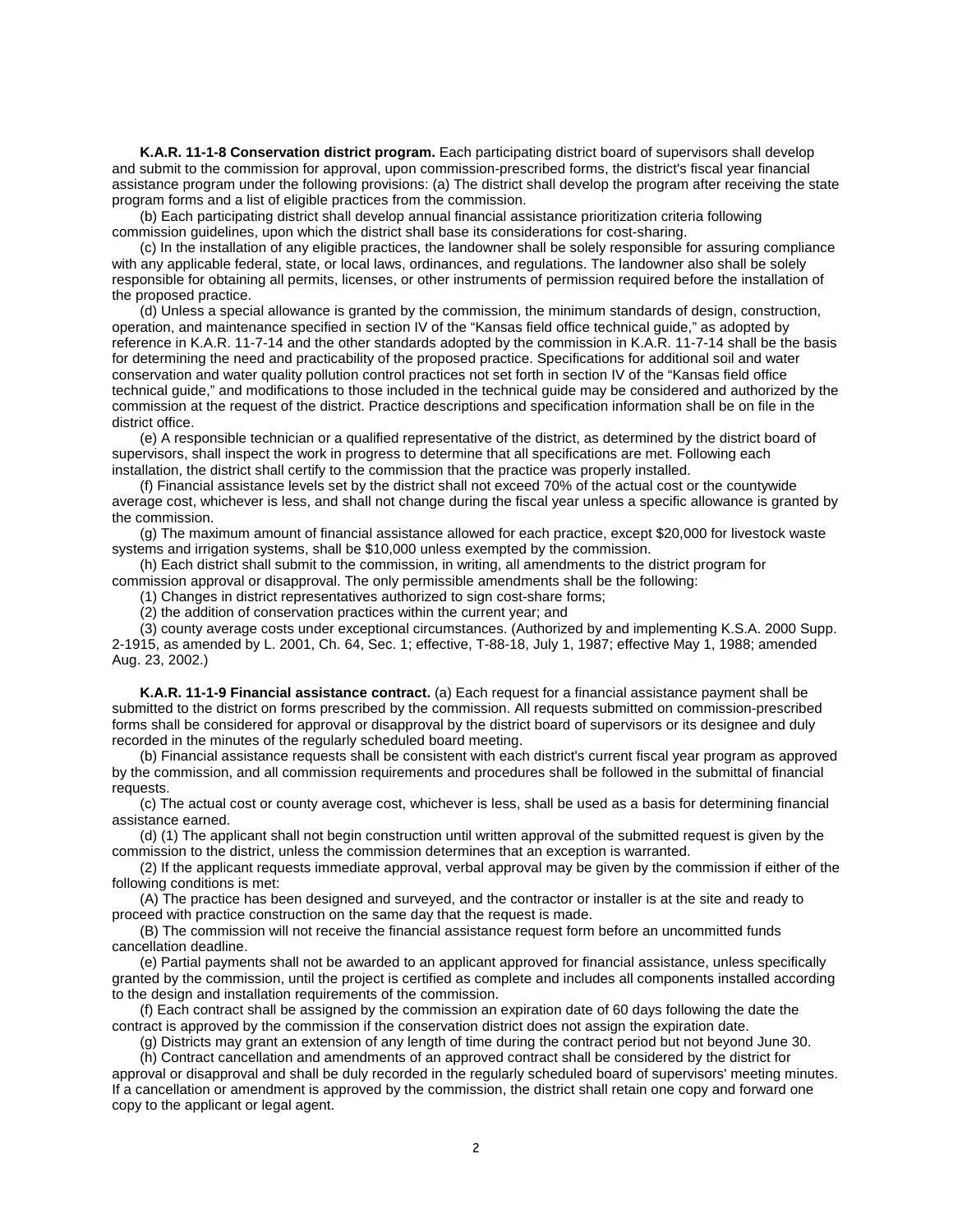**K.A.R. 11-1-8 Conservation district program.** Each participating district board of supervisors shall develop and submit to the commission for approval, upon commission-prescribed forms, the district's fiscal year financial assistance program under the following provisions: (a) The district shall develop the program after receiving the state program forms and a list of eligible practices from the commission.

(b) Each participating district shall develop annual financial assistance prioritization criteria following commission guidelines, upon which the district shall base its considerations for cost-sharing.

(c) In the installation of any eligible practices, the landowner shall be solely responsible for assuring compliance with any applicable federal, state, or local laws, ordinances, and regulations. The landowner also shall be solely responsible for obtaining all permits, licenses, or other instruments of permission required before the installation of the proposed practice.

(d) Unless a special allowance is granted by the commission, the minimum standards of design, construction, operation, and maintenance specified in section IV of the "Kansas field office technical guide," as adopted by reference in K.A.R. 11-7-14 and the other standards adopted by the commission in K.A.R. 11-7-14 shall be the basis for determining the need and practicability of the proposed practice. Specifications for additional soil and water conservation and water quality pollution control practices not set forth in section IV of the "Kansas field office technical guide," and modifications to those included in the technical guide may be considered and authorized by the commission at the request of the district. Practice descriptions and specification information shall be on file in the district office.

(e) A responsible technician or a qualified representative of the district, as determined by the district board of supervisors, shall inspect the work in progress to determine that all specifications are met. Following each installation, the district shall certify to the commission that the practice was properly installed.

(f) Financial assistance levels set by the district shall not exceed 70% of the actual cost or the countywide average cost, whichever is less, and shall not change during the fiscal year unless a specific allowance is granted by the commission.

(g) The maximum amount of financial assistance allowed for each practice, except $20,000 for livestock waste systems and irrigation systems, shall be $10,000 unless exempted by the commission.

(h) Each district shall submit to the commission, in writing, all amendments to the district program for commission approval or disapproval. The only permissible amendments shall be the following:

(1) Changes in district representatives authorized to sign cost-share forms;

(2) the addition of conservation practices within the current year; and

(3) county average costs under exceptional circumstances. (Authorized by and implementing K.S.A. 2000 Supp. 2-1915, as amended by L. 2001, Ch. 64, Sec. 1; effective, T-88-18, July 1, 1987; effective May 1, 1988; amended Aug. 23, 2002.)

**K.A.R. 11-1-9 Financial assistance contract.** (a) Each request for a financial assistance payment shall be submitted to the district on forms prescribed by the commission. All requests submitted on commission-prescribed forms shall be considered for approval or disapproval by the district board of supervisors or its designee and duly recorded in the minutes of the regularly scheduled board meeting.

(b) Financial assistance requests shall be consistent with each district's current fiscal year program as approved by the commission, and all commission requirements and procedures shall be followed in the submittal of financial requests.

(c) The actual cost or county average cost, whichever is less, shall be used as a basis for determining financial assistance earned.

(d) (1) The applicant shall not begin construction until written approval of the submitted request is given by the commission to the district, unless the commission determines that an exception is warranted.

(2) If the applicant requests immediate approval, verbal approval may be given by the commission if either of the following conditions is met:

(A) The practice has been designed and surveyed, and the contractor or installer is at the site and ready to proceed with practice construction on the same day that the request is made.

(B) The commission will not receive the financial assistance request form before an uncommitted funds cancellation deadline.

(e) Partial payments shall not be awarded to an applicant approved for financial assistance, unless specifically granted by the commission, until the project is certified as complete and includes all components installed according to the design and installation requirements of the commission.

(f) Each contract shall be assigned by the commission an expiration date of 60 days following the date the contract is approved by the commission if the conservation district does not assign the expiration date.

(g) Districts may grant an extension of any length of time during the contract period but not beyond June 30.

(h) Contract cancellation and amendments of an approved contract shall be considered by the district for approval or disapproval and shall be duly recorded in the regularly scheduled board of supervisors' meeting minutes. If a cancellation or amendment is approved by the commission, the district shall retain one copy and forward one copy to the applicant or legal agent.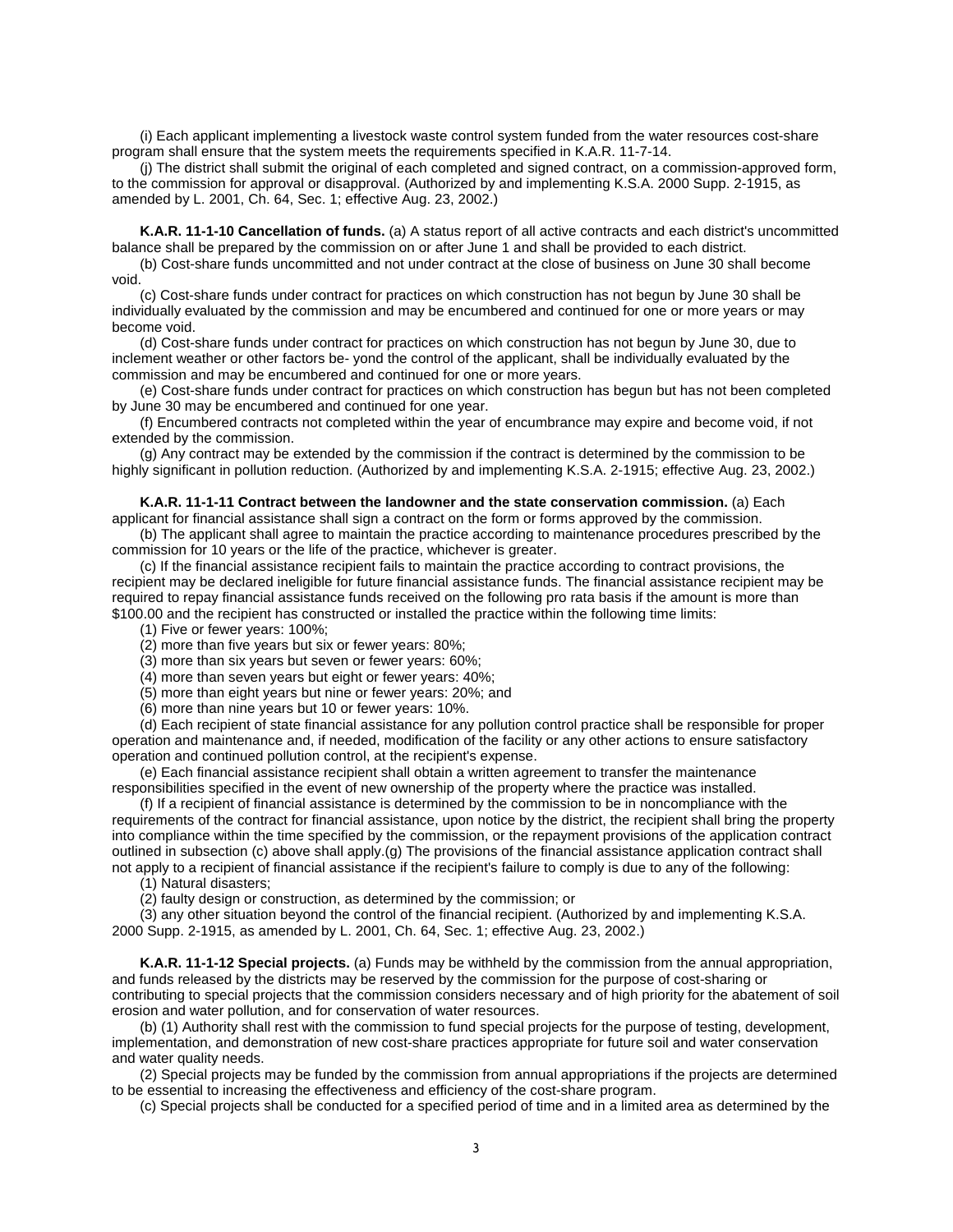(i) Each applicant implementing a livestock waste control system funded from the water resources cost-share program shall ensure that the system meets the requirements specified in K.A.R. 11-7-14.

(j) The district shall submit the original of each completed and signed contract, on a commission-approved form, to the commission for approval or disapproval. (Authorized by and implementing K.S.A. 2000 Supp. 2-1915, as amended by L. 2001, Ch. 64, Sec. 1; effective Aug. 23, 2002.)

**K.A.R. 11-1-10 Cancellation of funds.** (a) A status report of all active contracts and each district's uncommitted balance shall be prepared by the commission on or after June 1 and shall be provided to each district.

(b) Cost-share funds uncommitted and not under contract at the close of business on June 30 shall become void.

(c) Cost-share funds under contract for practices on which construction has not begun by June 30 shall be individually evaluated by the commission and may be encumbered and continued for one or more years or may become void.

(d) Cost-share funds under contract for practices on which construction has not begun by June 30, due to inclement weather or other factors be- yond the control of the applicant, shall be individually evaluated by the commission and may be encumbered and continued for one or more years.

(e) Cost-share funds under contract for practices on which construction has begun but has not been completed by June 30 may be encumbered and continued for one year.

(f) Encumbered contracts not completed within the year of encumbrance may expire and become void, if not extended by the commission.

(g) Any contract may be extended by the commission if the contract is determined by the commission to be highly significant in pollution reduction. (Authorized by and implementing K.S.A. 2-1915; effective Aug. 23, 2002.)

**K.A.R. 11-1-11 Contract between the landowner and the state conservation commission.** (a) Each applicant for financial assistance shall sign a contract on the form or forms approved by the commission.

(b) The applicant shall agree to maintain the practice according to maintenance procedures prescribed by the commission for 10 years or the life of the practice, whichever is greater.

(c) If the financial assistance recipient fails to maintain the practice according to contract provisions, the recipient may be declared ineligible for future financial assistance funds. The financial assistance recipient may be required to repay financial assistance funds received on the following pro rata basis if the amount is more than $100.00 and the recipient has constructed or installed the practice within the following time limits:

(1) Five or fewer years: 100%;

(2) more than five years but six or fewer years: 80%;

(3) more than six years but seven or fewer years: 60%;

(4) more than seven years but eight or fewer years: 40%;

(5) more than eight years but nine or fewer years: 20%; and

(6) more than nine years but 10 or fewer years: 10%.

(d) Each recipient of state financial assistance for any pollution control practice shall be responsible for proper operation and maintenance and, if needed, modification of the facility or any other actions to ensure satisfactory operation and continued pollution control, at the recipient's expense.

(e) Each financial assistance recipient shall obtain a written agreement to transfer the maintenance responsibilities specified in the event of new ownership of the property where the practice was installed.

(f) If a recipient of financial assistance is determined by the commission to be in noncompliance with the requirements of the contract for financial assistance, upon notice by the district, the recipient shall bring the property into compliance within the time specified by the commission, or the repayment provisions of the application contract outlined in subsection (c) above shall apply.(g) The provisions of the financial assistance application contract shall not apply to a recipient of financial assistance if the recipient's failure to comply is due to any of the following:

(1) Natural disasters;

(2) faulty design or construction, as determined by the commission; or

(3) any other situation beyond the control of the financial recipient. (Authorized by and implementing K.S.A. 2000 Supp. 2-1915, as amended by L. 2001, Ch. 64, Sec. 1; effective Aug. 23, 2002.)

**K.A.R. 11-1-12 Special projects.** (a) Funds may be withheld by the commission from the annual appropriation, and funds released by the districts may be reserved by the commission for the purpose of cost-sharing or contributing to special projects that the commission considers necessary and of high priority for the abatement of soil erosion and water pollution, and for conservation of water resources.

(b) (1) Authority shall rest with the commission to fund special projects for the purpose of testing, development, implementation, and demonstration of new cost-share practices appropriate for future soil and water conservation and water quality needs.

(2) Special projects may be funded by the commission from annual appropriations if the projects are determined to be essential to increasing the effectiveness and efficiency of the cost-share program.

(c) Special projects shall be conducted for a specified period of time and in a limited area as determined by the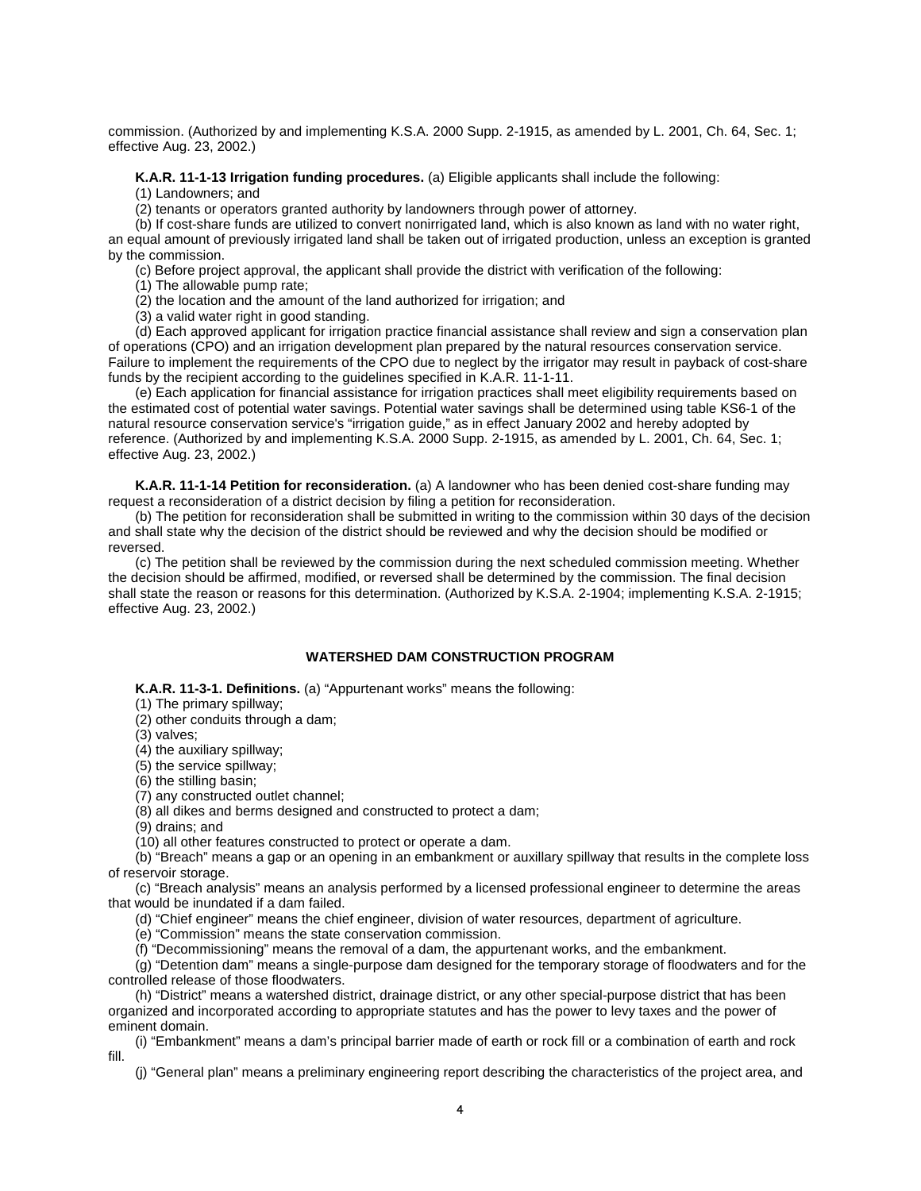commission. (Authorized by and implementing K.S.A. 2000 Supp. 2-1915, as amended by L. 2001, Ch. 64, Sec. 1; effective Aug. 23, 2002.)

**K.A.R. 11-1-13 Irrigation funding procedures.** (a) Eligible applicants shall include the following:

(1) Landowners; and

(2) tenants or operators granted authority by landowners through power of attorney.

(b) If cost-share funds are utilized to convert nonirrigated land, which is also known as land with no water right, an equal amount of previously irrigated land shall be taken out of irrigated production, unless an exception is granted by the commission.

(c) Before project approval, the applicant shall provide the district with verification of the following:

(1) The allowable pump rate;

(2) the location and the amount of the land authorized for irrigation; and

(3) a valid water right in good standing.

(d) Each approved applicant for irrigation practice financial assistance shall review and sign a conservation plan of operations (CPO) and an irrigation development plan prepared by the natural resources conservation service. Failure to implement the requirements of the CPO due to neglect by the irrigator may result in payback of cost-share funds by the recipient according to the guidelines specified in K.A.R. 11-1-11.

(e) Each application for financial assistance for irrigation practices shall meet eligibility requirements based on the estimated cost of potential water savings. Potential water savings shall be determined using table KS6-1 of the natural resource conservation service's "irrigation guide," as in effect January 2002 and hereby adopted by reference. (Authorized by and implementing K.S.A. 2000 Supp. 2-1915, as amended by L. 2001, Ch. 64, Sec. 1; effective Aug. 23, 2002.)

**K.A.R. 11-1-14 Petition for reconsideration.** (a) A landowner who has been denied cost-share funding may request a reconsideration of a district decision by filing a petition for reconsideration.

(b) The petition for reconsideration shall be submitted in writing to the commission within 30 days of the decision and shall state why the decision of the district should be reviewed and why the decision should be modified or reversed.

(c) The petition shall be reviewed by the commission during the next scheduled commission meeting. Whether the decision should be affirmed, modified, or reversed shall be determined by the commission. The final decision shall state the reason or reasons for this determination. (Authorized by K.S.A. 2-1904; implementing K.S.A. 2-1915; effective Aug. 23, 2002.)

## WATERSHED DAM CONSTRUCTION PROGRAM

**K.A.R. 11-3-1. Definitions.** (a) "Appurtenant works" means the following:

(1) The primary spillway;

(2) other conduits through a dam;

(3) valves;

(4) the auxiliary spillway;

(5) the service spillway;

(6) the stilling basin;

(7) any constructed outlet channel;

(8) all dikes and berms designed and constructed to protect a dam;

(9) drains; and

(10) all other features constructed to protect or operate a dam.

(b) "Breach" means a gap or an opening in an embankment or auxillary spillway that results in the complete loss of reservoir storage.

(c) "Breach analysis" means an analysis performed by a licensed professional engineer to determine the areas that would be inundated if a dam failed.

(d) "Chief engineer" means the chief engineer, division of water resources, department of agriculture.

(e) "Commission" means the state conservation commission.

(f) "Decommissioning" means the removal of a dam, the appurtenant works, and the embankment.

(g) "Detention dam" means a single-purpose dam designed for the temporary storage of floodwaters and for the controlled release of those floodwaters.

(h) "District" means a watershed district, drainage district, or any other special-purpose district that has been organized and incorporated according to appropriate statutes and has the power to levy taxes and the power of eminent domain.

(i) "Embankment" means a dam's principal barrier made of earth or rock fill or a combination of earth and rock fill.

(j) "General plan" means a preliminary engineering report describing the characteristics of the project area, and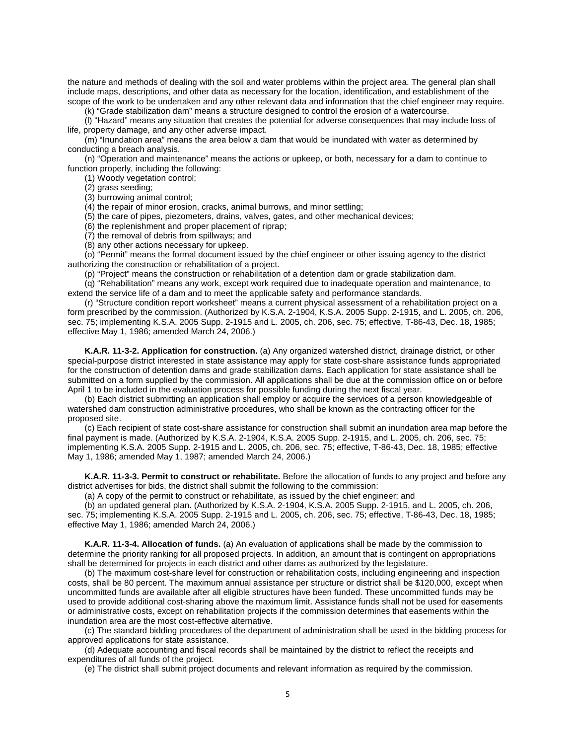the nature and methods of dealing with the soil and water problems within the project area. The general plan shall include maps, descriptions, and other data as necessary for the location, identification, and establishment of the scope of the work to be undertaken and any other relevant data and information that the chief engineer may require.

(k) "Grade stabilization dam" means a structure designed to control the erosion of a watercourse.

(l) "Hazard" means any situation that creates the potential for adverse consequences that may include loss of life, property damage, and any other adverse impact.

(m) "Inundation area" means the area below a dam that would be inundated with water as determined by conducting a breach analysis.

(n) "Operation and maintenance" means the actions or upkeep, or both, necessary for a dam to continue to function properly, including the following:

(1) Woody vegetation control;

(2) grass seeding;

(3) burrowing animal control;

(4) the repair of minor erosion, cracks, animal burrows, and minor settling;

(5) the care of pipes, piezometers, drains, valves, gates, and other mechanical devices;

(6) the replenishment and proper placement of riprap;

(7) the removal of debris from spillways; and

(8) any other actions necessary for upkeep.

(o) "Permit" means the formal document issued by the chief engineer or other issuing agency to the district authorizing the construction or rehabilitation of a project.

(p) "Project" means the construction or rehabilitation of a detention dam or grade stabilization dam.

(q) "Rehabilitation" means any work, except work required due to inadequate operation and maintenance, to extend the service life of a dam and to meet the applicable safety and performance standards.

(r) "Structure condition report worksheet" means a current physical assessment of a rehabilitation project on a form prescribed by the commission. (Authorized by K.S.A. 2-1904, K.S.A. 2005 Supp. 2-1915, and L. 2005, ch. 206, sec. 75; implementing K.S.A. 2005 Supp. 2-1915 and L. 2005, ch. 206, sec. 75; effective, T-86-43, Dec. 18, 1985; effective May 1, 1986; amended March 24, 2006.)

**K.A.R. 11-3-2. Application for construction.** (a) Any organized watershed district, drainage district, or other special-purpose district interested in state assistance may apply for state cost-share assistance funds appropriated for the construction of detention dams and grade stabilization dams. Each application for state assistance shall be submitted on a form supplied by the commission. All applications shall be due at the commission office on or before April 1 to be included in the evaluation process for possible funding during the next fiscal year.

(b) Each district submitting an application shall employ or acquire the services of a person knowledgeable of watershed dam construction administrative procedures, who shall be known as the contracting officer for the proposed site.

(c) Each recipient of state cost-share assistance for construction shall submit an inundation area map before the final payment is made. (Authorized by K.S.A. 2-1904, K.S.A. 2005 Supp. 2-1915, and L. 2005, ch. 206, sec. 75; implementing K.S.A. 2005 Supp. 2-1915 and L. 2005, ch. 206, sec. 75; effective, T-86-43, Dec. 18, 1985; effective May 1, 1986; amended May 1, 1987; amended March 24, 2006.)

**K.A.R. 11-3-3. Permit to construct or rehabilitate.** Before the allocation of funds to any project and before any district advertises for bids, the district shall submit the following to the commission:

(a) A copy of the permit to construct or rehabilitate, as issued by the chief engineer; and

(b) an updated general plan. (Authorized by K.S.A. 2-1904, K.S.A. 2005 Supp. 2-1915, and L. 2005, ch. 206, sec. 75; implementing K.S.A. 2005 Supp. 2-1915 and L. 2005, ch. 206, sec. 75; effective, T-86-43, Dec. 18, 1985; effective May 1, 1986; amended March 24, 2006.)

**K.A.R. 11-3-4. Allocation of funds.** (a) An evaluation of applications shall be made by the commission to determine the priority ranking for all proposed projects. In addition, an amount that is contingent on appropriations shall be determined for projects in each district and other dams as authorized by the legislature.

(b) The maximum cost-share level for construction or rehabilitation costs, including engineering and inspection costs, shall be 80 percent. The maximum annual assistance per structure or district shall be $120,000, except when uncommitted funds are available after all eligible structures have been funded. These uncommitted funds may be used to provide additional cost-sharing above the maximum limit. Assistance funds shall not be used for easements or administrative costs, except on rehabilitation projects if the commission determines that easements within the inundation area are the most cost-effective alternative.

(c) The standard bidding procedures of the department of administration shall be used in the bidding process for approved applications for state assistance.

(d) Adequate accounting and fiscal records shall be maintained by the district to reflect the receipts and expenditures of all funds of the project.

(e) The district shall submit project documents and relevant information as required by the commission.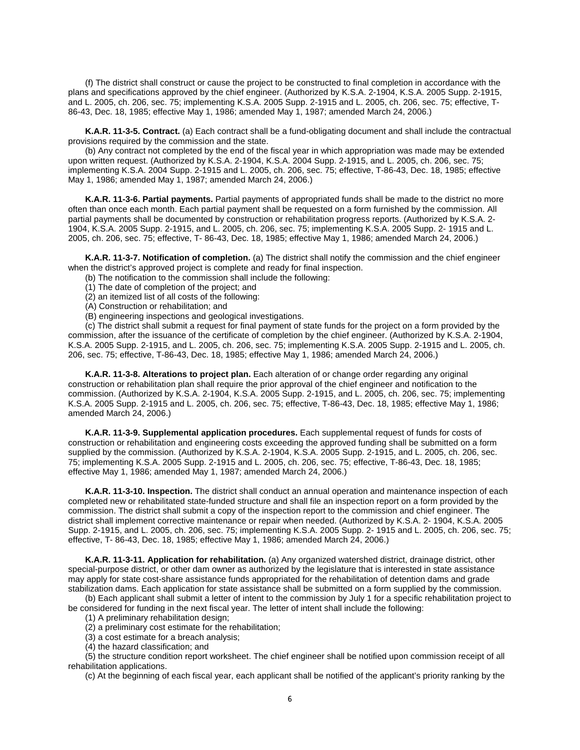(f) The district shall construct or cause the project to be constructed to final completion in accordance with the plans and specifications approved by the chief engineer. (Authorized by K.S.A. 2-1904, K.S.A. 2005 Supp. 2-1915, and L. 2005, ch. 206, sec. 75; implementing K.S.A. 2005 Supp. 2-1915 and L. 2005, ch. 206, sec. 75; effective, T-86-43, Dec. 18, 1985; effective May 1, 1986; amended May 1, 1987; amended March 24, 2006.)

**K.A.R. 11-3-5. Contract.** (a) Each contract shall be a fund-obligating document and shall include the contractual provisions required by the commission and the state.

(b) Any contract not completed by the end of the fiscal year in which appropriation was made may be extended upon written request. (Authorized by K.S.A. 2-1904, K.S.A. 2004 Supp. 2-1915, and L. 2005, ch. 206, sec. 75; implementing K.S.A. 2004 Supp. 2-1915 and L. 2005, ch. 206, sec. 75; effective, T-86-43, Dec. 18, 1985; effective May 1, 1986; amended May 1, 1987; amended March 24, 2006.)

**K.A.R. 11-3-6. Partial payments.** Partial payments of appropriated funds shall be made to the district no more often than once each month. Each partial payment shall be requested on a form furnished by the commission. All partial payments shall be documented by construction or rehabilitation progress reports. (Authorized by K.S.A. 2-1904, K.S.A. 2005 Supp. 2-1915, and L. 2005, ch. 206, sec. 75; implementing K.S.A. 2005 Supp. 2- 1915 and L. 2005, ch. 206, sec. 75; effective, T- 86-43, Dec. 18, 1985; effective May 1, 1986; amended March 24, 2006.)

**K.A.R. 11-3-7. Notification of completion.** (a) The district shall notify the commission and the chief engineer when the district's approved project is complete and ready for final inspection.

(b) The notification to the commission shall include the following:

(1) The date of completion of the project; and

(2) an itemized list of all costs of the following:

(A) Construction or rehabilitation; and

(B) engineering inspections and geological investigations.

(c) The district shall submit a request for final payment of state funds for the project on a form provided by the commission, after the issuance of the certificate of completion by the chief engineer. (Authorized by K.S.A. 2-1904, K.S.A. 2005 Supp. 2-1915, and L. 2005, ch. 206, sec. 75; implementing K.S.A. 2005 Supp. 2-1915 and L. 2005, ch. 206, sec. 75; effective, T-86-43, Dec. 18, 1985; effective May 1, 1986; amended March 24, 2006.)

**K.A.R. 11-3-8. Alterations to project plan.** Each alteration of or change order regarding any original construction or rehabilitation plan shall require the prior approval of the chief engineer and notification to the commission. (Authorized by K.S.A. 2-1904, K.S.A. 2005 Supp. 2-1915, and L. 2005, ch. 206, sec. 75; implementing K.S.A. 2005 Supp. 2-1915 and L. 2005, ch. 206, sec. 75; effective, T-86-43, Dec. 18, 1985; effective May 1, 1986; amended March 24, 2006.)

**K.A.R. 11-3-9. Supplemental application procedures.** Each supplemental request of funds for costs of construction or rehabilitation and engineering costs exceeding the approved funding shall be submitted on a form supplied by the commission. (Authorized by K.S.A. 2-1904, K.S.A. 2005 Supp. 2-1915, and L. 2005, ch. 206, sec. 75; implementing K.S.A. 2005 Supp. 2-1915 and L. 2005, ch. 206, sec. 75; effective, T-86-43, Dec. 18, 1985; effective May 1, 1986; amended May 1, 1987; amended March 24, 2006.)

**K.A.R. 11-3-10. Inspection.** The district shall conduct an annual operation and maintenance inspection of each completed new or rehabilitated state-funded structure and shall file an inspection report on a form provided by the commission. The district shall submit a copy of the inspection report to the commission and chief engineer. The district shall implement corrective maintenance or repair when needed. (Authorized by K.S.A. 2- 1904, K.S.A. 2005 Supp. 2-1915, and L. 2005, ch. 206, sec. 75; implementing K.S.A. 2005 Supp. 2- 1915 and L. 2005, ch. 206, sec. 75; effective, T- 86-43, Dec. 18, 1985; effective May 1, 1986; amended March 24, 2006.)

**K.A.R. 11-3-11. Application for rehabilitation.** (a) Any organized watershed district, drainage district, other special-purpose district, or other dam owner as authorized by the legislature that is interested in state assistance may apply for state cost-share assistance funds appropriated for the rehabilitation of detention dams and grade stabilization dams. Each application for state assistance shall be submitted on a form supplied by the commission.

(b) Each applicant shall submit a letter of intent to the commission by July 1 for a specific rehabilitation project to be considered for funding in the next fiscal year. The letter of intent shall include the following:

(1) A preliminary rehabilitation design;

(2) a preliminary cost estimate for the rehabilitation;

(3) a cost estimate for a breach analysis;

(4) the hazard classification; and

(5) the structure condition report worksheet. The chief engineer shall be notified upon commission receipt of all rehabilitation applications.

(c) At the beginning of each fiscal year, each applicant shall be notified of the applicant's priority ranking by the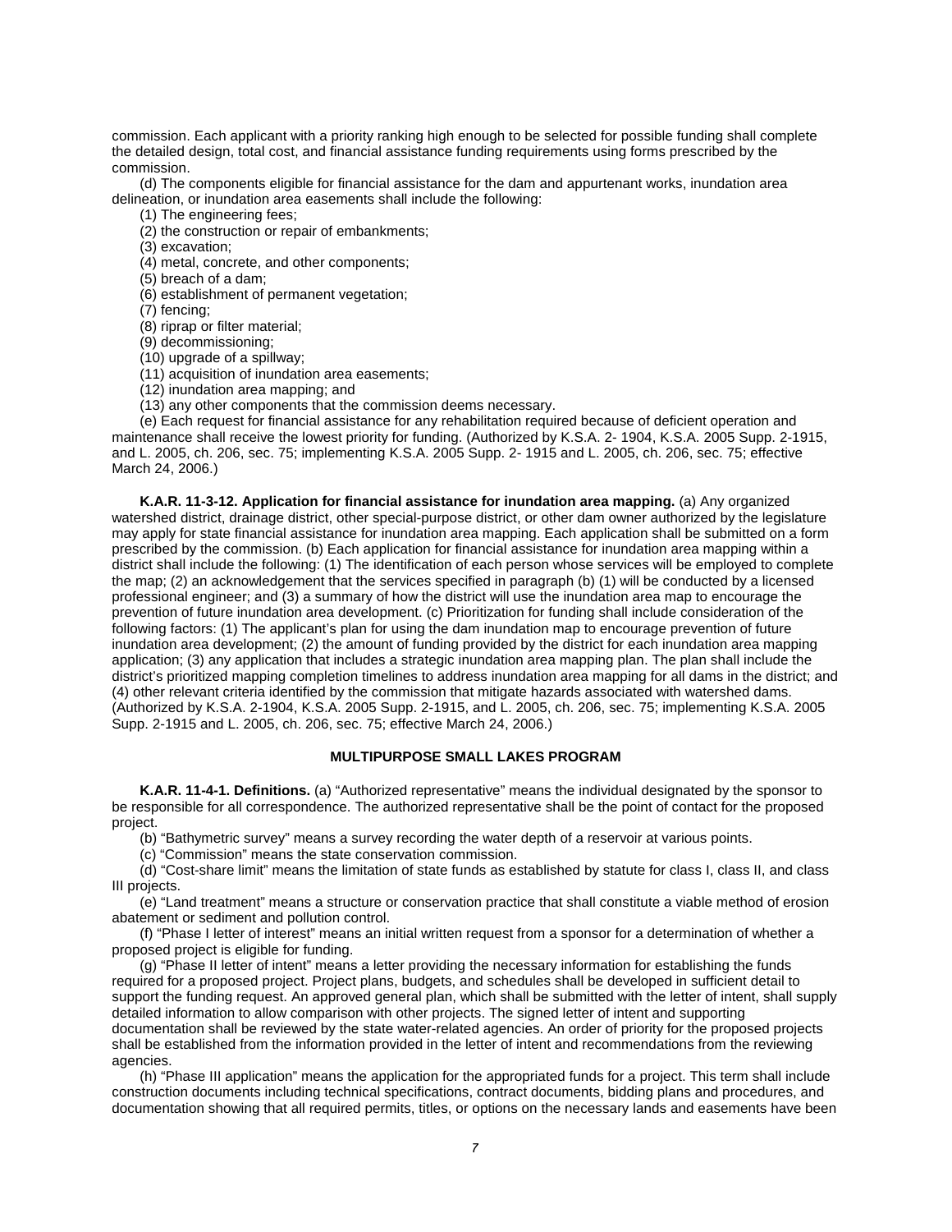commission. Each applicant with a priority ranking high enough to be selected for possible funding shall complete the detailed design, total cost, and financial assistance funding requirements using forms prescribed by the commission.

(d) The components eligible for financial assistance for the dam and appurtenant works, inundation area delineation, or inundation area easements shall include the following:

(1) The engineering fees;

(2) the construction or repair of embankments;

(3) excavation;

(4) metal, concrete, and other components;

(5) breach of a dam;

(6) establishment of permanent vegetation;

(7) fencing;

(8) riprap or filter material;

(9) decommissioning;

(10) upgrade of a spillway;

(11) acquisition of inundation area easements;

(12) inundation area mapping; and

(13) any other components that the commission deems necessary.

(e) Each request for financial assistance for any rehabilitation required because of deficient operation and maintenance shall receive the lowest priority for funding. (Authorized by K.S.A. 2- 1904, K.S.A. 2005 Supp. 2-1915, and L. 2005, ch. 206, sec. 75; implementing K.S.A. 2005 Supp. 2- 1915 and L. 2005, ch. 206, sec. 75; effective March 24, 2006.)

**K.A.R. 11-3-12. Application for financial assistance for inundation area mapping.** (a) Any organized watershed district, drainage district, other special-purpose district, or other dam owner authorized by the legislature may apply for state financial assistance for inundation area mapping. Each application shall be submitted on a form prescribed by the commission. (b) Each application for financial assistance for inundation area mapping within a district shall include the following: (1) The identification of each person whose services will be employed to complete the map; (2) an acknowledgement that the services specified in paragraph (b) (1) will be conducted by a licensed professional engineer; and (3) a summary of how the district will use the inundation area map to encourage the prevention of future inundation area development. (c) Prioritization for funding shall include consideration of the following factors: (1) The applicant's plan for using the dam inundation map to encourage prevention of future inundation area development; (2) the amount of funding provided by the district for each inundation area mapping application; (3) any application that includes a strategic inundation area mapping plan. The plan shall include the district's prioritized mapping completion timelines to address inundation area mapping for all dams in the district; and (4) other relevant criteria identified by the commission that mitigate hazards associated with watershed dams. (Authorized by K.S.A. 2-1904, K.S.A. 2005 Supp. 2-1915, and L. 2005, ch. 206, sec. 75; implementing K.S.A. 2005 Supp. 2-1915 and L. 2005, ch. 206, sec. 75; effective March 24, 2006.)

## MULTIPURPOSE SMALL LAKES PROGRAM

**K.A.R. 11-4-1. Definitions.** (a) "Authorized representative" means the individual designated by the sponsor to be responsible for all correspondence. The authorized representative shall be the point of contact for the proposed project.

(b) "Bathymetric survey" means a survey recording the water depth of a reservoir at various points.

(c) "Commission" means the state conservation commission.

(d) "Cost-share limit" means the limitation of state funds as established by statute for class I, class II, and class III projects.

(e) "Land treatment" means a structure or conservation practice that shall constitute a viable method of erosion abatement or sediment and pollution control.

(f) "Phase I letter of interest" means an initial written request from a sponsor for a determination of whether a proposed project is eligible for funding.

(g) "Phase II letter of intent" means a letter providing the necessary information for establishing the funds required for a proposed project. Project plans, budgets, and schedules shall be developed in sufficient detail to support the funding request. An approved general plan, which shall be submitted with the letter of intent, shall supply detailed information to allow comparison with other projects. The signed letter of intent and supporting documentation shall be reviewed by the state water-related agencies. An order of priority for the proposed projects shall be established from the information provided in the letter of intent and recommendations from the reviewing agencies.

(h) "Phase III application" means the application for the appropriated funds for a project. This term shall include construction documents including technical specifications, contract documents, bidding plans and procedures, and documentation showing that all required permits, titles, or options on the necessary lands and easements have been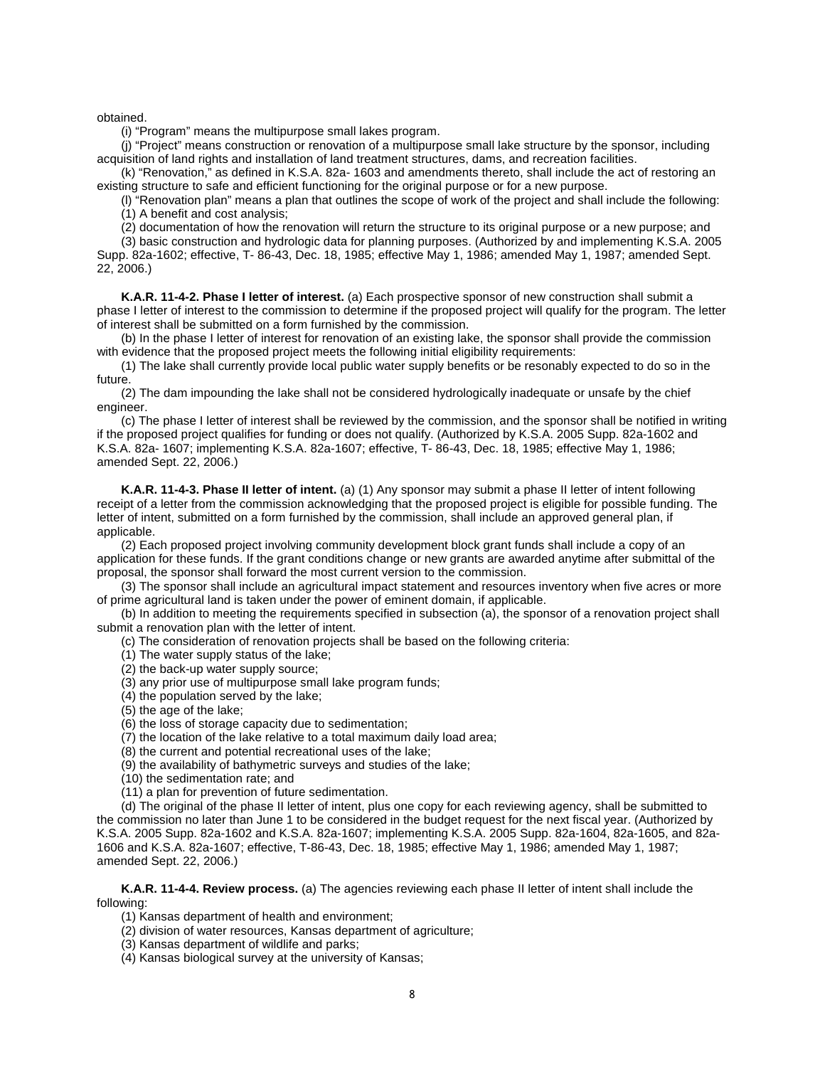obtained.

(i) "Program" means the multipurpose small lakes program.

(j) "Project" means construction or renovation of a multipurpose small lake structure by the sponsor, including acquisition of land rights and installation of land treatment structures, dams, and recreation facilities.

(k) "Renovation," as defined in K.S.A. 82a- 1603 and amendments thereto, shall include the act of restoring an existing structure to safe and efficient functioning for the original purpose or for a new purpose.

(l) "Renovation plan" means a plan that outlines the scope of work of the project and shall include the following:

(1) A benefit and cost analysis;

(2) documentation of how the renovation will return the structure to its original purpose or a new purpose; and

(3) basic construction and hydrologic data for planning purposes. (Authorized by and implementing K.S.A. 2005 Supp. 82a-1602; effective, T- 86-43, Dec. 18, 1985; effective May 1, 1986; amended May 1, 1987; amended Sept. 22, 2006.)

**K.A.R. 11-4-2. Phase I letter of interest.** (a) Each prospective sponsor of new construction shall submit a phase I letter of interest to the commission to determine if the proposed project will qualify for the program. The letter of interest shall be submitted on a form furnished by the commission.

(b) In the phase I letter of interest for renovation of an existing lake, the sponsor shall provide the commission with evidence that the proposed project meets the following initial eligibility requirements:

(1) The lake shall currently provide local public water supply benefits or be resonably expected to do so in the future.

(2) The dam impounding the lake shall not be considered hydrologically inadequate or unsafe by the chief engineer.

(c) The phase I letter of interest shall be reviewed by the commission, and the sponsor shall be notified in writing if the proposed project qualifies for funding or does not qualify. (Authorized by K.S.A. 2005 Supp. 82a-1602 and K.S.A. 82a- 1607; implementing K.S.A. 82a-1607; effective, T- 86-43, Dec. 18, 1985; effective May 1, 1986; amended Sept. 22, 2006.)

**K.A.R. 11-4-3. Phase II letter of intent.** (a) (1) Any sponsor may submit a phase II letter of intent following receipt of a letter from the commission acknowledging that the proposed project is eligible for possible funding. The letter of intent, submitted on a form furnished by the commission, shall include an approved general plan, if applicable.

(2) Each proposed project involving community development block grant funds shall include a copy of an application for these funds. If the grant conditions change or new grants are awarded anytime after submittal of the proposal, the sponsor shall forward the most current version to the commission.

(3) The sponsor shall include an agricultural impact statement and resources inventory when five acres or more of prime agricultural land is taken under the power of eminent domain, if applicable.

(b) In addition to meeting the requirements specified in subsection (a), the sponsor of a renovation project shall submit a renovation plan with the letter of intent.

(c) The consideration of renovation projects shall be based on the following criteria:

(1) The water supply status of the lake;

(2) the back-up water supply source;

(3) any prior use of multipurpose small lake program funds;

(4) the population served by the lake;

(5) the age of the lake;

(6) the loss of storage capacity due to sedimentation;

(7) the location of the lake relative to a total maximum daily load area;

(8) the current and potential recreational uses of the lake;

(9) the availability of bathymetric surveys and studies of the lake;

(10) the sedimentation rate; and

(11) a plan for prevention of future sedimentation.

(d) The original of the phase II letter of intent, plus one copy for each reviewing agency, shall be submitted to the commission no later than June 1 to be considered in the budget request for the next fiscal year. (Authorized by K.S.A. 2005 Supp. 82a-1602 and K.S.A. 82a-1607; implementing K.S.A. 2005 Supp. 82a-1604, 82a-1605, and 82a-1606 and K.S.A. 82a-1607; effective, T-86-43, Dec. 18, 1985; effective May 1, 1986; amended May 1, 1987; amended Sept. 22, 2006.)

**K.A.R. 11-4-4. Review process.** (a) The agencies reviewing each phase II letter of intent shall include the following:

(1) Kansas department of health and environment;

(2) division of water resources, Kansas department of agriculture;

(3) Kansas department of wildlife and parks;

(4) Kansas biological survey at the university of Kansas;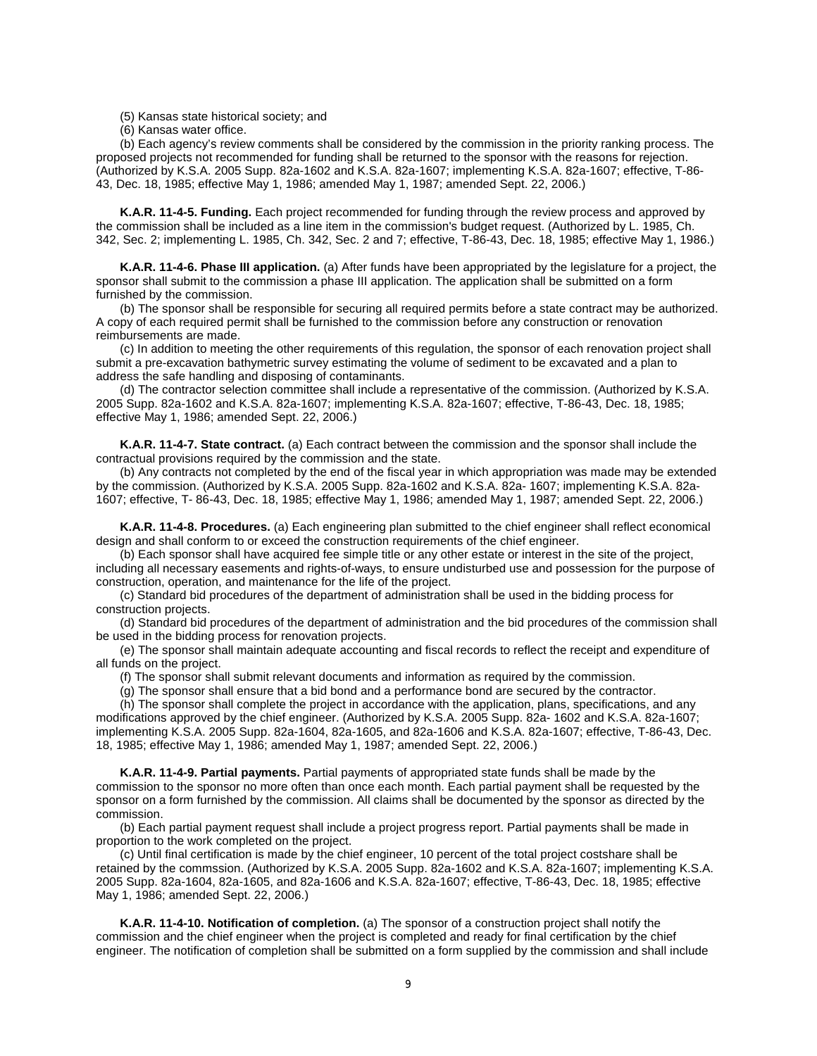(5) Kansas state historical society; and

(6) Kansas water office.

(b) Each agency's review comments shall be considered by the commission in the priority ranking process. The proposed projects not recommended for funding shall be returned to the sponsor with the reasons for rejection. (Authorized by K.S.A. 2005 Supp. 82a-1602 and K.S.A. 82a-1607; implementing K.S.A. 82a-1607; effective, T-86-43, Dec. 18, 1985; effective May 1, 1986; amended May 1, 1987; amended Sept. 22, 2006.)

**K.A.R. 11-4-5. Funding.** Each project recommended for funding through the review process and approved by the commission shall be included as a line item in the commission's budget request. (Authorized by L. 1985, Ch. 342, Sec. 2; implementing L. 1985, Ch. 342, Sec. 2 and 7; effective, T-86-43, Dec. 18, 1985; effective May 1, 1986.)

**K.A.R. 11-4-6. Phase III application.** (a) After funds have been appropriated by the legislature for a project, the sponsor shall submit to the commission a phase III application. The application shall be submitted on a form furnished by the commission.

(b) The sponsor shall be responsible for securing all required permits before a state contract may be authorized. A copy of each required permit shall be furnished to the commission before any construction or renovation reimbursements are made.

(c) In addition to meeting the other requirements of this regulation, the sponsor of each renovation project shall submit a pre-excavation bathymetric survey estimating the volume of sediment to be excavated and a plan to address the safe handling and disposing of contaminants.

(d) The contractor selection committee shall include a representative of the commission. (Authorized by K.S.A. 2005 Supp. 82a-1602 and K.S.A. 82a-1607; implementing K.S.A. 82a-1607; effective, T-86-43, Dec. 18, 1985; effective May 1, 1986; amended Sept. 22, 2006.)

**K.A.R. 11-4-7. State contract.** (a) Each contract between the commission and the sponsor shall include the contractual provisions required by the commission and the state.

(b) Any contracts not completed by the end of the fiscal year in which appropriation was made may be extended by the commission. (Authorized by K.S.A. 2005 Supp. 82a-1602 and K.S.A. 82a- 1607; implementing K.S.A. 82a-1607; effective, T- 86-43, Dec. 18, 1985; effective May 1, 1986; amended May 1, 1987; amended Sept. 22, 2006.)

**K.A.R. 11-4-8. Procedures.** (a) Each engineering plan submitted to the chief engineer shall reflect economical design and shall conform to or exceed the construction requirements of the chief engineer.

(b) Each sponsor shall have acquired fee simple title or any other estate or interest in the site of the project, including all necessary easements and rights-of-ways, to ensure undisturbed use and possession for the purpose of construction, operation, and maintenance for the life of the project.

(c) Standard bid procedures of the department of administration shall be used in the bidding process for construction projects.

(d) Standard bid procedures of the department of administration and the bid procedures of the commission shall be used in the bidding process for renovation projects.

(e) The sponsor shall maintain adequate accounting and fiscal records to reflect the receipt and expenditure of all funds on the project.

(f) The sponsor shall submit relevant documents and information as required by the commission.

(g) The sponsor shall ensure that a bid bond and a performance bond are secured by the contractor.

(h) The sponsor shall complete the project in accordance with the application, plans, specifications, and any modifications approved by the chief engineer. (Authorized by K.S.A. 2005 Supp. 82a- 1602 and K.S.A. 82a-1607; implementing K.S.A. 2005 Supp. 82a-1604, 82a-1605, and 82a-1606 and K.S.A. 82a-1607; effective, T-86-43, Dec. 18, 1985; effective May 1, 1986; amended May 1, 1987; amended Sept. 22, 2006.)

**K.A.R. 11-4-9. Partial payments.** Partial payments of appropriated state funds shall be made by the commission to the sponsor no more often than once each month. Each partial payment shall be requested by the sponsor on a form furnished by the commission. All claims shall be documented by the sponsor as directed by the commission.

(b) Each partial payment request shall include a project progress report. Partial payments shall be made in proportion to the work completed on the project.

(c) Until final certification is made by the chief engineer, 10 percent of the total project costshare shall be retained by the commssion. (Authorized by K.S.A. 2005 Supp. 82a-1602 and K.S.A. 82a-1607; implementing K.S.A. 2005 Supp. 82a-1604, 82a-1605, and 82a-1606 and K.S.A. 82a-1607; effective, T-86-43, Dec. 18, 1985; effective May 1, 1986; amended Sept. 22, 2006.)

**K.A.R. 11-4-10. Notification of completion.** (a) The sponsor of a construction project shall notify the commission and the chief engineer when the project is completed and ready for final certification by the chief engineer. The notification of completion shall be submitted on a form supplied by the commission and shall include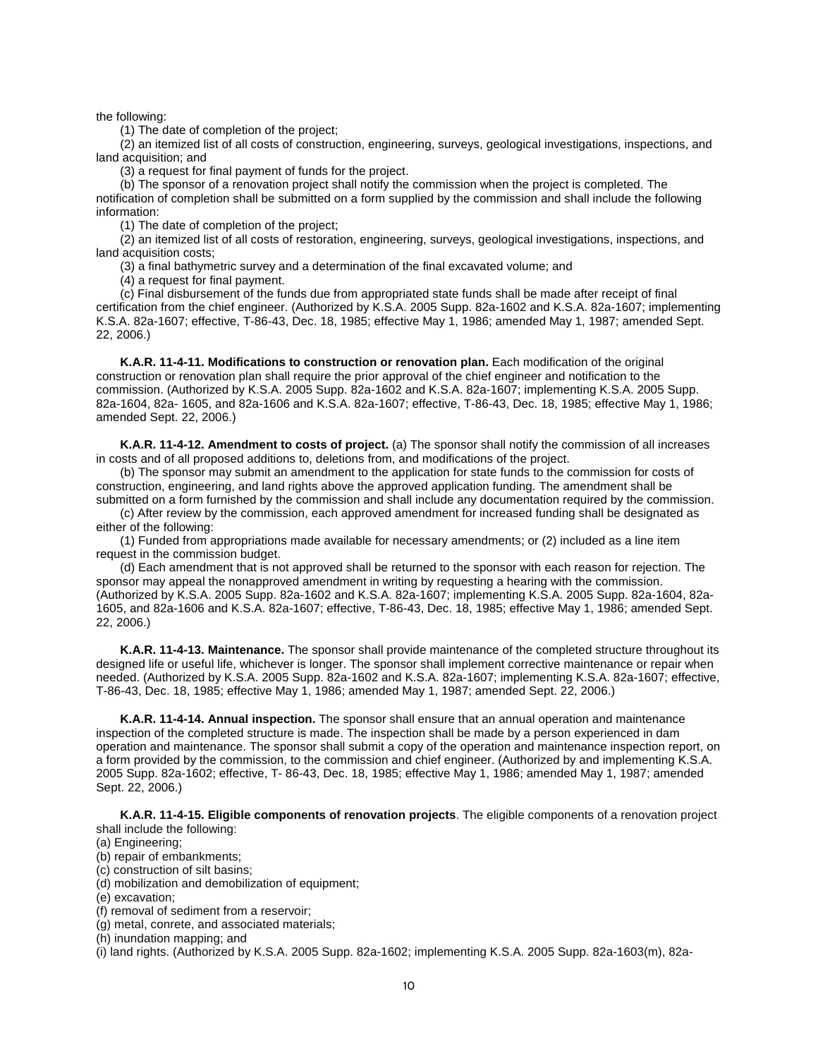the following:

(1) The date of completion of the project;

(2) an itemized list of all costs of construction, engineering, surveys, geological investigations, inspections, and land acquisition; and

(3) a request for final payment of funds for the project.

(b) The sponsor of a renovation project shall notify the commission when the project is completed. The notification of completion shall be submitted on a form supplied by the commission and shall include the following information:

(1) The date of completion of the project;

(2) an itemized list of all costs of restoration, engineering, surveys, geological investigations, inspections, and land acquisition costs;

(3) a final bathymetric survey and a determination of the final excavated volume; and

(4) a request for final payment.

(c) Final disbursement of the funds due from appropriated state funds shall be made after receipt of final certification from the chief engineer. (Authorized by K.S.A. 2005 Supp. 82a-1602 and K.S.A. 82a-1607; implementing K.S.A. 82a-1607; effective, T-86-43, Dec. 18, 1985; effective May 1, 1986; amended May 1, 1987; amended Sept. 22, 2006.)

**K.A.R. 11-4-11. Modifications to construction or renovation plan.** Each modification of the original construction or renovation plan shall require the prior approval of the chief engineer and notification to the commission. (Authorized by K.S.A. 2005 Supp. 82a-1602 and K.S.A. 82a-1607; implementing K.S.A. 2005 Supp. 82a-1604, 82a- 1605, and 82a-1606 and K.S.A. 82a-1607; effective, T-86-43, Dec. 18, 1985; effective May 1, 1986; amended Sept. 22, 2006.)

**K.A.R. 11-4-12. Amendment to costs of project.** (a) The sponsor shall notify the commission of all increases in costs and of all proposed additions to, deletions from, and modifications of the project.

(b) The sponsor may submit an amendment to the application for state funds to the commission for costs of construction, engineering, and land rights above the approved application funding. The amendment shall be submitted on a form furnished by the commission and shall include any documentation required by the commission.

(c) After review by the commission, each approved amendment for increased funding shall be designated as either of the following:

(1) Funded from appropriations made available for necessary amendments; or (2) included as a line item request in the commission budget.

(d) Each amendment that is not approved shall be returned to the sponsor with each reason for rejection. The sponsor may appeal the nonapproved amendment in writing by requesting a hearing with the commission. (Authorized by K.S.A. 2005 Supp. 82a-1602 and K.S.A. 82a-1607; implementing K.S.A. 2005 Supp. 82a-1604, 82a-1605, and 82a-1606 and K.S.A. 82a-1607; effective, T-86-43, Dec. 18, 1985; effective May 1, 1986; amended Sept. 22, 2006.)

**K.A.R. 11-4-13. Maintenance.** The sponsor shall provide maintenance of the completed structure throughout its designed life or useful life, whichever is longer. The sponsor shall implement corrective maintenance or repair when needed. (Authorized by K.S.A. 2005 Supp. 82a-1602 and K.S.A. 82a-1607; implementing K.S.A. 82a-1607; effective, T-86-43, Dec. 18, 1985; effective May 1, 1986; amended May 1, 1987; amended Sept. 22, 2006.)

**K.A.R. 11-4-14. Annual inspection.** The sponsor shall ensure that an annual operation and maintenance inspection of the completed structure is made. The inspection shall be made by a person experienced in dam operation and maintenance. The sponsor shall submit a copy of the operation and maintenance inspection report, on a form provided by the commission, to the commission and chief engineer. (Authorized by and implementing K.S.A. 2005 Supp. 82a-1602; effective, T- 86-43, Dec. 18, 1985; effective May 1, 1986; amended May 1, 1987; amended Sept. 22, 2006.)

**K.A.R. 11-4-15. Eligible components of renovation projects**. The eligible components of a renovation project shall include the following:

(a) Engineering;
(b) repair of embankments;
(c) construction of silt basins;
(d) mobilization and demobilization of equipment;
(e) excavation;
(f) removal of sediment from a reservoir;
(g) metal, conrete, and associated materials;
(h) inundation mapping; and
(i) land rights. (Authorized by K.S.A. 2005 Supp. 82a-1602; implementing K.S.A. 2005 Supp. 82a-1603(m), 82a-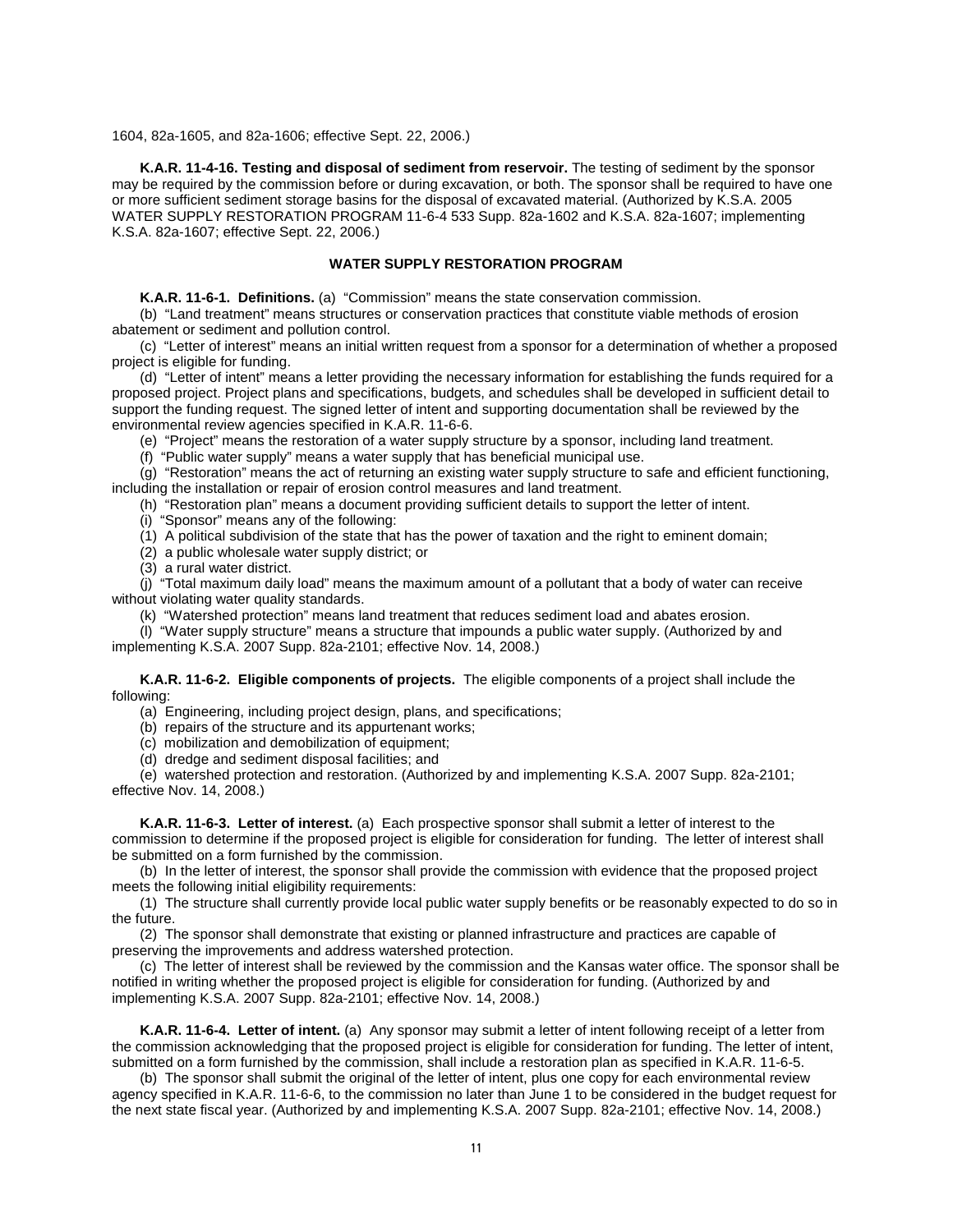1604, 82a-1605, and 82a-1606; effective Sept. 22, 2006.)

**K.A.R. 11-4-16. Testing and disposal of sediment from reservoir.** The testing of sediment by the sponsor may be required by the commission before or during excavation, or both. The sponsor shall be required to have one or more sufficient sediment storage basins for the disposal of excavated material. (Authorized by K.S.A. 2005 WATER SUPPLY RESTORATION PROGRAM 11-6-4 533 Supp. 82a-1602 and K.S.A. 82a-1607; implementing K.S.A. 82a-1607; effective Sept. 22, 2006.)

## WATER SUPPLY RESTORATION PROGRAM

**K.A.R. 11-6-1. Definitions.** (a) "Commission" means the state conservation commission.

(b) "Land treatment" means structures or conservation practices that constitute viable methods of erosion abatement or sediment and pollution control.

(c) "Letter of interest" means an initial written request from a sponsor for a determination of whether a proposed project is eligible for funding.

(d) "Letter of intent" means a letter providing the necessary information for establishing the funds required for a proposed project. Project plans and specifications, budgets, and schedules shall be developed in sufficient detail to support the funding request. The signed letter of intent and supporting documentation shall be reviewed by the environmental review agencies specified in K.A.R. 11-6-6.

(e) "Project" means the restoration of a water supply structure by a sponsor, including land treatment.

(f) "Public water supply" means a water supply that has beneficial municipal use.

(g) "Restoration" means the act of returning an existing water supply structure to safe and efficient functioning, including the installation or repair of erosion control measures and land treatment.

(h) "Restoration plan" means a document providing sufficient details to support the letter of intent.

(i) "Sponsor" means any of the following:

(1) A political subdivision of the state that has the power of taxation and the right to eminent domain;

(2) a public wholesale water supply district; or

(3) a rural water district.

(j) "Total maximum daily load" means the maximum amount of a pollutant that a body of water can receive without violating water quality standards.

(k) "Watershed protection" means land treatment that reduces sediment load and abates erosion.

(l) "Water supply structure" means a structure that impounds a public water supply. (Authorized by and implementing K.S.A. 2007 Supp. 82a-2101; effective Nov. 14, 2008.)

**K.A.R. 11-6-2. Eligible components of projects.** The eligible components of a project shall include the following:

(a) Engineering, including project design, plans, and specifications;

(b) repairs of the structure and its appurtenant works;

(c) mobilization and demobilization of equipment;

(d) dredge and sediment disposal facilities; and

(e) watershed protection and restoration. (Authorized by and implementing K.S.A. 2007 Supp. 82a-2101; effective Nov. 14, 2008.)

**K.A.R. 11-6-3. Letter of interest.** (a) Each prospective sponsor shall submit a letter of interest to the commission to determine if the proposed project is eligible for consideration for funding. The letter of interest shall be submitted on a form furnished by the commission.

(b) In the letter of interest, the sponsor shall provide the commission with evidence that the proposed project meets the following initial eligibility requirements:

(1) The structure shall currently provide local public water supply benefits or be reasonably expected to do so in the future.

(2) The sponsor shall demonstrate that existing or planned infrastructure and practices are capable of preserving the improvements and address watershed protection.

(c) The letter of interest shall be reviewed by the commission and the Kansas water office. The sponsor shall be notified in writing whether the proposed project is eligible for consideration for funding. (Authorized by and implementing K.S.A. 2007 Supp. 82a-2101; effective Nov. 14, 2008.)

**K.A.R. 11-6-4. Letter of intent.** (a) Any sponsor may submit a letter of intent following receipt of a letter from the commission acknowledging that the proposed project is eligible for consideration for funding. The letter of intent, submitted on a form furnished by the commission, shall include a restoration plan as specified in K.A.R. 11-6-5.

(b) The sponsor shall submit the original of the letter of intent, plus one copy for each environmental review agency specified in K.A.R. 11-6-6, to the commission no later than June 1 to be considered in the budget request for the next state fiscal year. (Authorized by and implementing K.S.A. 2007 Supp. 82a-2101; effective Nov. 14, 2008.)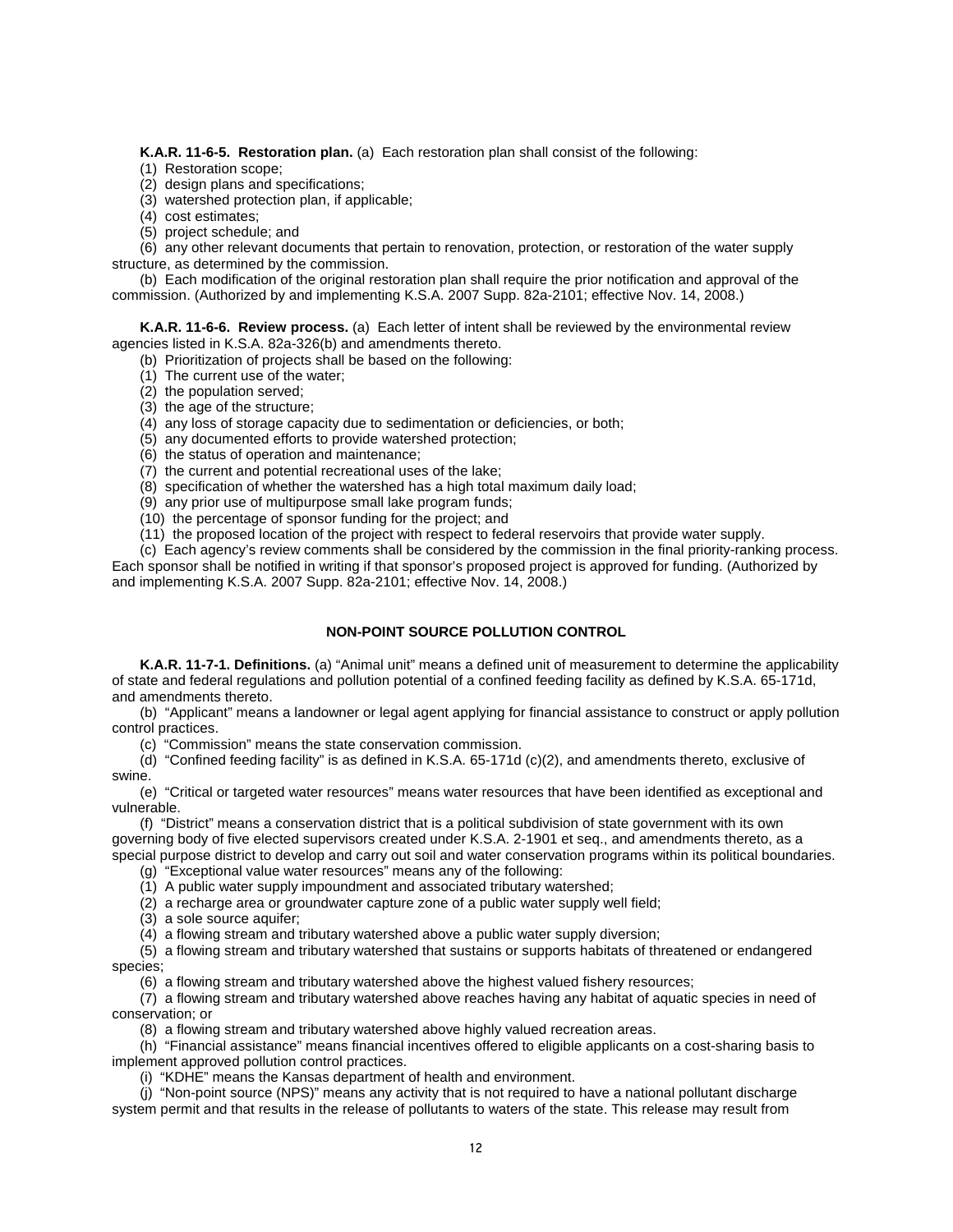**K.A.R. 11-6-5. Restoration plan.** (a) Each restoration plan shall consist of the following:

(1) Restoration scope;

(2) design plans and specifications;

(3) watershed protection plan, if applicable;

(4) cost estimates;

(5) project schedule; and

(6) any other relevant documents that pertain to renovation, protection, or restoration of the water supply structure, as determined by the commission.

(b) Each modification of the original restoration plan shall require the prior notification and approval of the commission. (Authorized by and implementing K.S.A. 2007 Supp. 82a-2101; effective Nov. 14, 2008.)

**K.A.R. 11-6-6. Review process.** (a) Each letter of intent shall be reviewed by the environmental review agencies listed in K.S.A. 82a-326(b) and amendments thereto.

(b) Prioritization of projects shall be based on the following:

(1) The current use of the water;

(2) the population served;

(3) the age of the structure;

(4) any loss of storage capacity due to sedimentation or deficiencies, or both;

(5) any documented efforts to provide watershed protection;

(6) the status of operation and maintenance;

(7) the current and potential recreational uses of the lake;

(8) specification of whether the watershed has a high total maximum daily load;

(9) any prior use of multipurpose small lake program funds;

(10) the percentage of sponsor funding for the project; and

(11) the proposed location of the project with respect to federal reservoirs that provide water supply.

(c) Each agency's review comments shall be considered by the commission in the final priority-ranking process. Each sponsor shall be notified in writing if that sponsor's proposed project is approved for funding. (Authorized by and implementing K.S.A. 2007 Supp. 82a-2101; effective Nov. 14, 2008.)

## NON-POINT SOURCE POLLUTION CONTROL

**K.A.R. 11-7-1. Definitions.** (a) "Animal unit" means a defined unit of measurement to determine the applicability of state and federal regulations and pollution potential of a confined feeding facility as defined by K.S.A. 65-171d, and amendments thereto.

(b) "Applicant" means a landowner or legal agent applying for financial assistance to construct or apply pollution control practices.

(c) "Commission" means the state conservation commission.

(d) "Confined feeding facility" is as defined in K.S.A. 65-171d (c)(2), and amendments thereto, exclusive of swine.

(e) "Critical or targeted water resources" means water resources that have been identified as exceptional and vulnerable.

(f) "District" means a conservation district that is a political subdivision of state government with its own governing body of five elected supervisors created under K.S.A. 2-1901 et seq., and amendments thereto, as a special purpose district to develop and carry out soil and water conservation programs within its political boundaries.

(g) "Exceptional value water resources" means any of the following:

(1) A public water supply impoundment and associated tributary watershed;

(2) a recharge area or groundwater capture zone of a public water supply well field;

(3) a sole source aquifer;

(4) a flowing stream and tributary watershed above a public water supply diversion;

(5) a flowing stream and tributary watershed that sustains or supports habitats of threatened or endangered species;

(6) a flowing stream and tributary watershed above the highest valued fishery resources;

(7) a flowing stream and tributary watershed above reaches having any habitat of aquatic species in need of conservation; or

(8) a flowing stream and tributary watershed above highly valued recreation areas.

(h) "Financial assistance" means financial incentives offered to eligible applicants on a cost-sharing basis to implement approved pollution control practices.

(i) "KDHE" means the Kansas department of health and environment.

(j) "Non-point source (NPS)" means any activity that is not required to have a national pollutant discharge system permit and that results in the release of pollutants to waters of the state. This release may result from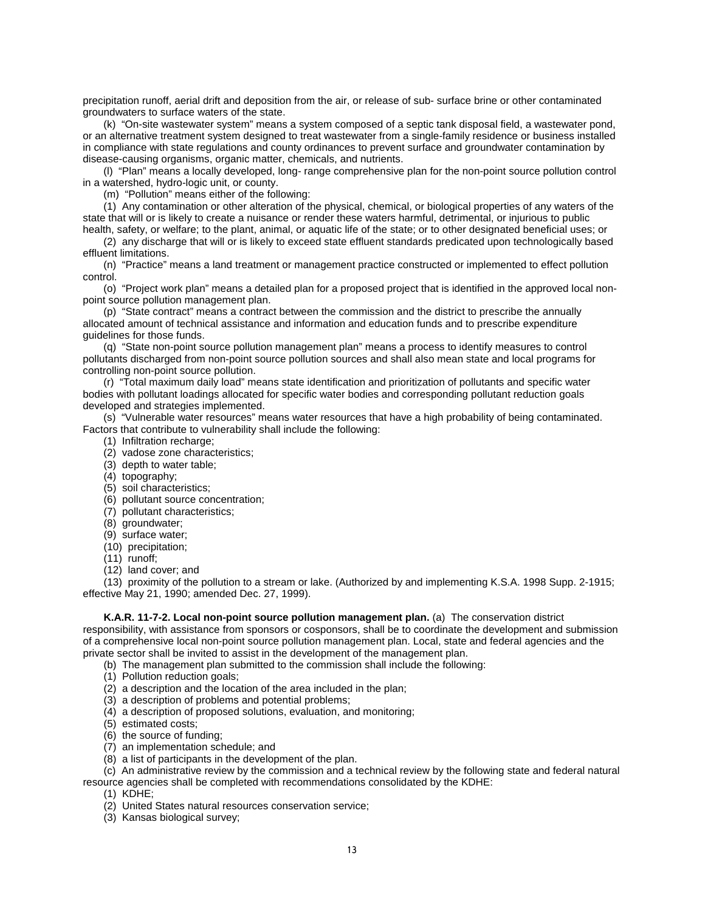precipitation runoff, aerial drift and deposition from the air, or release of sub- surface brine or other contaminated groundwaters to surface waters of the state.

(k) "On-site wastewater system" means a system composed of a septic tank disposal field, a wastewater pond, or an alternative treatment system designed to treat wastewater from a single-family residence or business installed in compliance with state regulations and county ordinances to prevent surface and groundwater contamination by disease-causing organisms, organic matter, chemicals, and nutrients.

(l) "Plan" means a locally developed, long- range comprehensive plan for the non-point source pollution control in a watershed, hydro-logic unit, or county.

(m) "Pollution" means either of the following:

(1) Any contamination or other alteration of the physical, chemical, or biological properties of any waters of the state that will or is likely to create a nuisance or render these waters harmful, detrimental, or injurious to public health, safety, or welfare; to the plant, animal, or aquatic life of the state; or to other designated beneficial uses; or

(2) any discharge that will or is likely to exceed state effluent standards predicated upon technologically based effluent limitations.

(n) "Practice" means a land treatment or management practice constructed or implemented to effect pollution control.

(o) "Project work plan" means a detailed plan for a proposed project that is identified in the approved local non-point source pollution management plan.

(p) "State contract" means a contract between the commission and the district to prescribe the annually allocated amount of technical assistance and information and education funds and to prescribe expenditure guidelines for those funds.

(q) "State non-point source pollution management plan" means a process to identify measures to control pollutants discharged from non-point source pollution sources and shall also mean state and local programs for controlling non-point source pollution.

(r) "Total maximum daily load" means state identification and prioritization of pollutants and specific water bodies with pollutant loadings allocated for specific water bodies and corresponding pollutant reduction goals developed and strategies implemented.

(s) "Vulnerable water resources" means water resources that have a high probability of being contaminated. Factors that contribute to vulnerability shall include the following:

(1) Infiltration recharge;
(2) vadose zone characteristics;
(3) depth to water table;
(4) topography;
(5) soil characteristics;
(6) pollutant source concentration;
(7) pollutant characteristics;
(8) groundwater;
(9) surface water;
(10) precipitation;
(11) runoff;
(12) land cover; and
(13) proximity of the pollution to a stream or lake. (Authorized by and implementing K.S.A. 1998 Supp. 2-1915; effective May 21, 1990; amended Dec. 27, 1999).

**K.A.R. 11-7-2. Local non-point source pollution management plan.** (a) The conservation district responsibility, with assistance from sponsors or cosponsors, shall be to coordinate the development and submission of a comprehensive local non-point source pollution management plan. Local, state and federal agencies and the private sector shall be invited to assist in the development of the management plan.

(b) The management plan submitted to the commission shall include the following:

(1) Pollution reduction goals;
(2) a description and the location of the area included in the plan;
(3) a description of problems and potential problems;
(4) a description of proposed solutions, evaluation, and monitoring;
(5) estimated costs;
(6) the source of funding;
(7) an implementation schedule; and
(8) a list of participants in the development of the plan.

(c) An administrative review by the commission and a technical review by the following state and federal natural resource agencies shall be completed with recommendations consolidated by the KDHE:

(1) KDHE;
(2) United States natural resources conservation service;
(3) Kansas biological survey;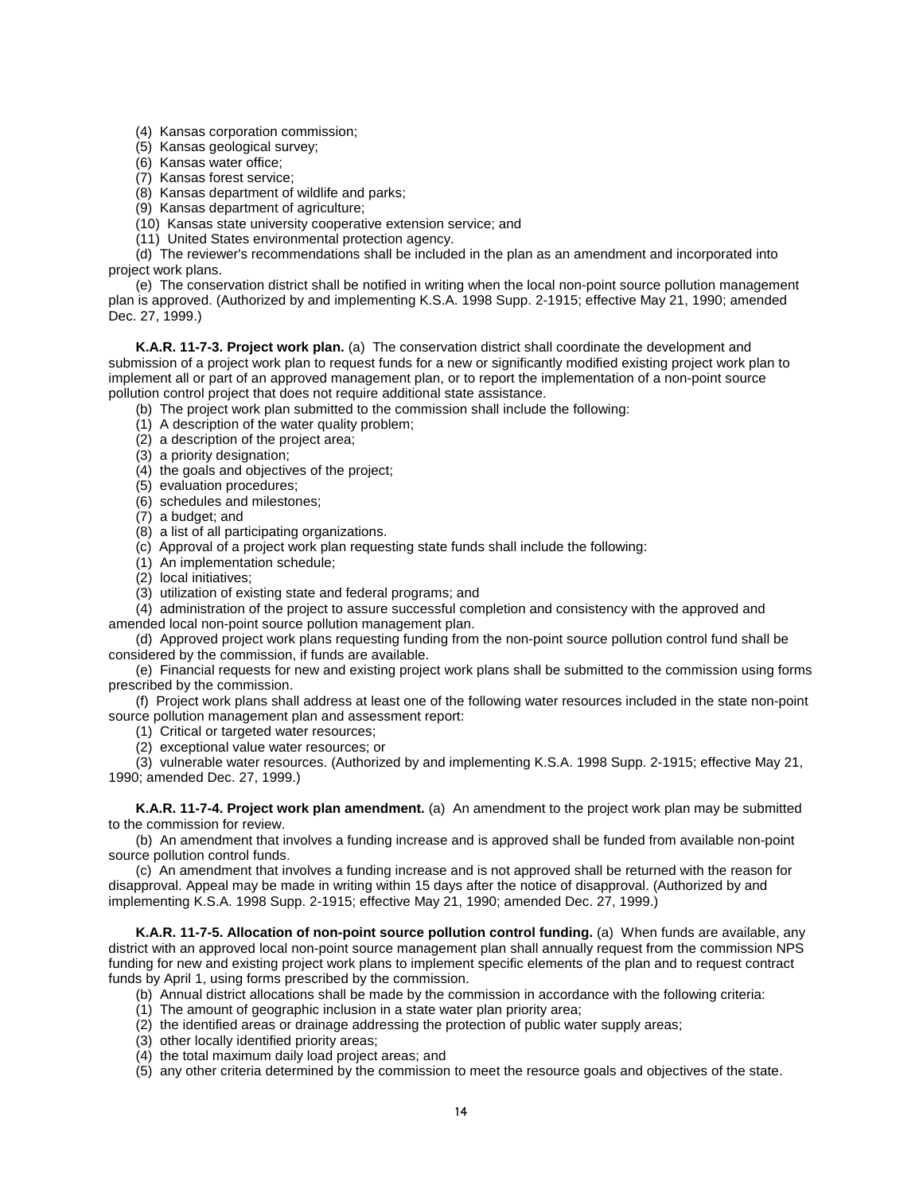(4) Kansas corporation commission;

(5) Kansas geological survey;

(6) Kansas water office;

(7) Kansas forest service;

(8) Kansas department of wildlife and parks;

(9) Kansas department of agriculture;

(10) Kansas state university cooperative extension service; and

(11) United States environmental protection agency.

(d) The reviewer's recommendations shall be included in the plan as an amendment and incorporated into project work plans.

(e) The conservation district shall be notified in writing when the local non-point source pollution management plan is approved. (Authorized by and implementing K.S.A. 1998 Supp. 2-1915; effective May 21, 1990; amended Dec. 27, 1999.)

**K.A.R. 11-7-3. Project work plan.** (a) The conservation district shall coordinate the development and submission of a project work plan to request funds for a new or significantly modified existing project work plan to implement all or part of an approved management plan, or to report the implementation of a non-point source pollution control project that does not require additional state assistance.

(b) The project work plan submitted to the commission shall include the following:

(1) A description of the water quality problem;

(2) a description of the project area;

(3) a priority designation;

(4) the goals and objectives of the project;

(5) evaluation procedures;

(6) schedules and milestones;

(7) a budget; and

(8) a list of all participating organizations.

(c) Approval of a project work plan requesting state funds shall include the following:

(1) An implementation schedule;

(2) local initiatives;

(3) utilization of existing state and federal programs; and

(4) administration of the project to assure successful completion and consistency with the approved and amended local non-point source pollution management plan.

(d) Approved project work plans requesting funding from the non-point source pollution control fund shall be considered by the commission, if funds are available.

(e) Financial requests for new and existing project work plans shall be submitted to the commission using forms prescribed by the commission.

(f) Project work plans shall address at least one of the following water resources included in the state non-point source pollution management plan and assessment report:

(1) Critical or targeted water resources;

(2) exceptional value water resources; or

(3) vulnerable water resources. (Authorized by and implementing K.S.A. 1998 Supp. 2-1915; effective May 21, 1990; amended Dec. 27, 1999.)

**K.A.R. 11-7-4. Project work plan amendment.** (a) An amendment to the project work plan may be submitted to the commission for review.

(b) An amendment that involves a funding increase and is approved shall be funded from available non-point source pollution control funds.

(c) An amendment that involves a funding increase and is not approved shall be returned with the reason for disapproval. Appeal may be made in writing within 15 days after the notice of disapproval. (Authorized by and implementing K.S.A. 1998 Supp. 2-1915; effective May 21, 1990; amended Dec. 27, 1999.)

**K.A.R. 11-7-5. Allocation of non-point source pollution control funding.** (a) When funds are available, any district with an approved local non-point source management plan shall annually request from the commission NPS funding for new and existing project work plans to implement specific elements of the plan and to request contract funds by April 1, using forms prescribed by the commission.

(b) Annual district allocations shall be made by the commission in accordance with the following criteria:

(1) The amount of geographic inclusion in a state water plan priority area;

(2) the identified areas or drainage addressing the protection of public water supply areas;

(3) other locally identified priority areas;

(4) the total maximum daily load project areas; and

(5) any other criteria determined by the commission to meet the resource goals and objectives of the state.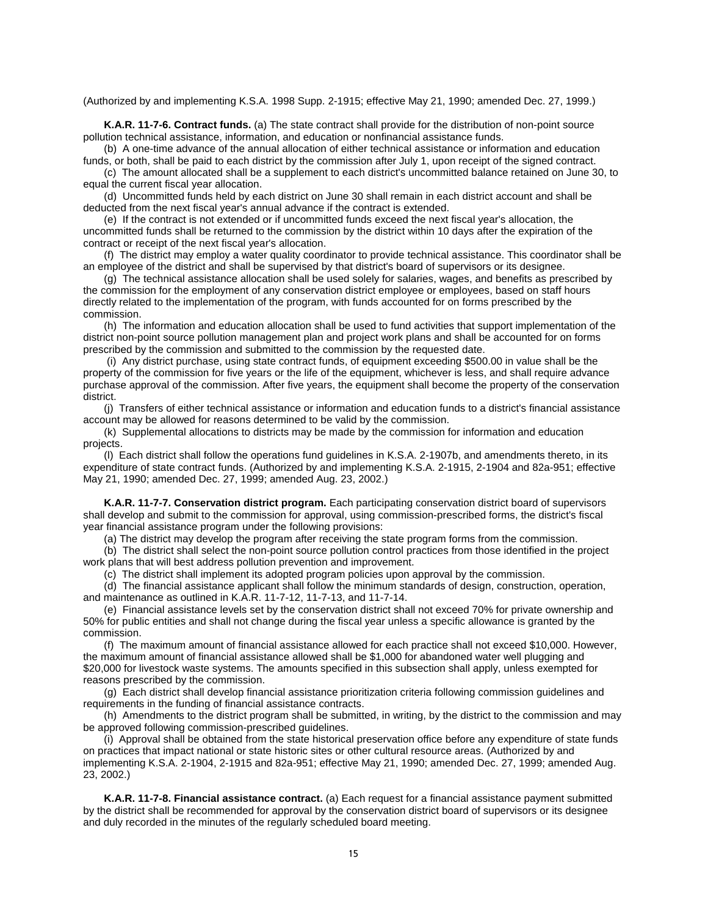(Authorized by and implementing K.S.A. 1998 Supp. 2-1915; effective May 21, 1990; amended Dec. 27, 1999.)

**K.A.R. 11-7-6. Contract funds.** (a) The state contract shall provide for the distribution of non-point source pollution technical assistance, information, and education or nonfinancial assistance funds.

(b) A one-time advance of the annual allocation of either technical assistance or information and education funds, or both, shall be paid to each district by the commission after July 1, upon receipt of the signed contract.

(c) The amount allocated shall be a supplement to each district's uncommitted balance retained on June 30, to equal the current fiscal year allocation.

(d) Uncommitted funds held by each district on June 30 shall remain in each district account and shall be deducted from the next fiscal year's annual advance if the contract is extended.

(e) If the contract is not extended or if uncommitted funds exceed the next fiscal year's allocation, the uncommitted funds shall be returned to the commission by the district within 10 days after the expiration of the contract or receipt of the next fiscal year's allocation.

(f) The district may employ a water quality coordinator to provide technical assistance. This coordinator shall be an employee of the district and shall be supervised by that district's board of supervisors or its designee.

(g) The technical assistance allocation shall be used solely for salaries, wages, and benefits as prescribed by the commission for the employment of any conservation district employee or employees, based on staff hours directly related to the implementation of the program, with funds accounted for on forms prescribed by the commission.

(h) The information and education allocation shall be used to fund activities that support implementation of the district non-point source pollution management plan and project work plans and shall be accounted for on forms prescribed by the commission and submitted to the commission by the requested date.

(i) Any district purchase, using state contract funds, of equipment exceeding $500.00 in value shall be the property of the commission for five years or the life of the equipment, whichever is less, and shall require advance purchase approval of the commission. After five years, the equipment shall become the property of the conservation district.

(j) Transfers of either technical assistance or information and education funds to a district's financial assistance account may be allowed for reasons determined to be valid by the commission.

(k) Supplemental allocations to districts may be made by the commission for information and education projects.

(l) Each district shall follow the operations fund guidelines in K.S.A. 2-1907b, and amendments thereto, in its expenditure of state contract funds. (Authorized by and implementing K.S.A. 2-1915, 2-1904 and 82a-951; effective May 21, 1990; amended Dec. 27, 1999; amended Aug. 23, 2002.)

**K.A.R. 11-7-7. Conservation district program.** Each participating conservation district board of supervisors shall develop and submit to the commission for approval, using commission-prescribed forms, the district's fiscal year financial assistance program under the following provisions:

(a) The district may develop the program after receiving the state program forms from the commission.

(b) The district shall select the non-point source pollution control practices from those identified in the project work plans that will best address pollution prevention and improvement.

(c) The district shall implement its adopted program policies upon approval by the commission.

(d) The financial assistance applicant shall follow the minimum standards of design, construction, operation, and maintenance as outlined in K.A.R. 11-7-12, 11-7-13, and 11-7-14.

(e) Financial assistance levels set by the conservation district shall not exceed 70% for private ownership and 50% for public entities and shall not change during the fiscal year unless a specific allowance is granted by the commission.

(f) The maximum amount of financial assistance allowed for each practice shall not exceed $10,000. However, the maximum amount of financial assistance allowed shall be $1,000 for abandoned water well plugging and $20,000 for livestock waste systems. The amounts specified in this subsection shall apply, unless exempted for reasons prescribed by the commission.

(g) Each district shall develop financial assistance prioritization criteria following commission guidelines and requirements in the funding of financial assistance contracts.

(h) Amendments to the district program shall be submitted, in writing, by the district to the commission and may be approved following commission-prescribed guidelines.

(i) Approval shall be obtained from the state historical preservation office before any expenditure of state funds on practices that impact national or state historic sites or other cultural resource areas. (Authorized by and implementing K.S.A. 2-1904, 2-1915 and 82a-951; effective May 21, 1990; amended Dec. 27, 1999; amended Aug. 23, 2002.)

**K.A.R. 11-7-8. Financial assistance contract.** (a) Each request for a financial assistance payment submitted by the district shall be recommended for approval by the conservation district board of supervisors or its designee and duly recorded in the minutes of the regularly scheduled board meeting.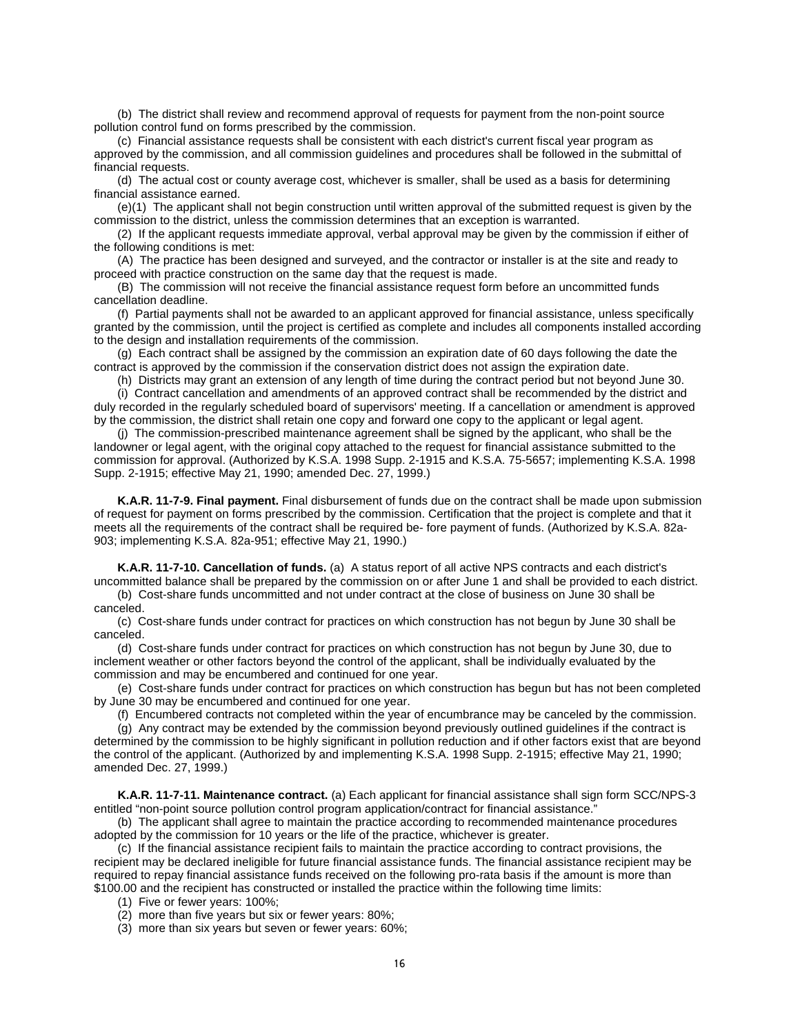(b) The district shall review and recommend approval of requests for payment from the non-point source pollution control fund on forms prescribed by the commission.

(c) Financial assistance requests shall be consistent with each district's current fiscal year program as approved by the commission, and all commission guidelines and procedures shall be followed in the submittal of financial requests.

(d) The actual cost or county average cost, whichever is smaller, shall be used as a basis for determining financial assistance earned.

(e)(1) The applicant shall not begin construction until written approval of the submitted request is given by the commission to the district, unless the commission determines that an exception is warranted.

(2) If the applicant requests immediate approval, verbal approval may be given by the commission if either of the following conditions is met:

(A) The practice has been designed and surveyed, and the contractor or installer is at the site and ready to proceed with practice construction on the same day that the request is made.

(B) The commission will not receive the financial assistance request form before an uncommitted funds cancellation deadline.

(f) Partial payments shall not be awarded to an applicant approved for financial assistance, unless specifically granted by the commission, until the project is certified as complete and includes all components installed according to the design and installation requirements of the commission.

(g) Each contract shall be assigned by the commission an expiration date of 60 days following the date the contract is approved by the commission if the conservation district does not assign the expiration date.

(h) Districts may grant an extension of any length of time during the contract period but not beyond June 30.

(i) Contract cancellation and amendments of an approved contract shall be recommended by the district and duly recorded in the regularly scheduled board of supervisors' meeting. If a cancellation or amendment is approved by the commission, the district shall retain one copy and forward one copy to the applicant or legal agent.

(j) The commission-prescribed maintenance agreement shall be signed by the applicant, who shall be the landowner or legal agent, with the original copy attached to the request for financial assistance submitted to the commission for approval. (Authorized by K.S.A. 1998 Supp. 2-1915 and K.S.A. 75-5657; implementing K.S.A. 1998 Supp. 2-1915; effective May 21, 1990; amended Dec. 27, 1999.)

**K.A.R. 11-7-9. Final payment.** Final disbursement of funds due on the contract shall be made upon submission of request for payment on forms prescribed by the commission. Certification that the project is complete and that it meets all the requirements of the contract shall be required be- fore payment of funds. (Authorized by K.S.A. 82a-903; implementing K.S.A. 82a-951; effective May 21, 1990.)

**K.A.R. 11-7-10. Cancellation of funds.** (a) A status report of all active NPS contracts and each district's uncommitted balance shall be prepared by the commission on or after June 1 and shall be provided to each district.

(b) Cost-share funds uncommitted and not under contract at the close of business on June 30 shall be canceled.

(c) Cost-share funds under contract for practices on which construction has not begun by June 30 shall be canceled.

(d) Cost-share funds under contract for practices on which construction has not begun by June 30, due to inclement weather or other factors beyond the control of the applicant, shall be individually evaluated by the commission and may be encumbered and continued for one year.

(e) Cost-share funds under contract for practices on which construction has begun but has not been completed by June 30 may be encumbered and continued for one year.

(f) Encumbered contracts not completed within the year of encumbrance may be canceled by the commission.

(g) Any contract may be extended by the commission beyond previously outlined guidelines if the contract is determined by the commission to be highly significant in pollution reduction and if other factors exist that are beyond the control of the applicant. (Authorized by and implementing K.S.A. 1998 Supp. 2-1915; effective May 21, 1990; amended Dec. 27, 1999.)

**K.A.R. 11-7-11. Maintenance contract.** (a) Each applicant for financial assistance shall sign form SCC/NPS-3 entitled "non-point source pollution control program application/contract for financial assistance."

(b) The applicant shall agree to maintain the practice according to recommended maintenance procedures adopted by the commission for 10 years or the life of the practice, whichever is greater.

(c) If the financial assistance recipient fails to maintain the practice according to contract provisions, the recipient may be declared ineligible for future financial assistance funds. The financial assistance recipient may be required to repay financial assistance funds received on the following pro-rata basis if the amount is more than \$100.00 and the recipient has constructed or installed the practice within the following time limits:

(1) Five or fewer years: 100%;

(2) more than five years but six or fewer years: 80%;

(3) more than six years but seven or fewer years: 60%;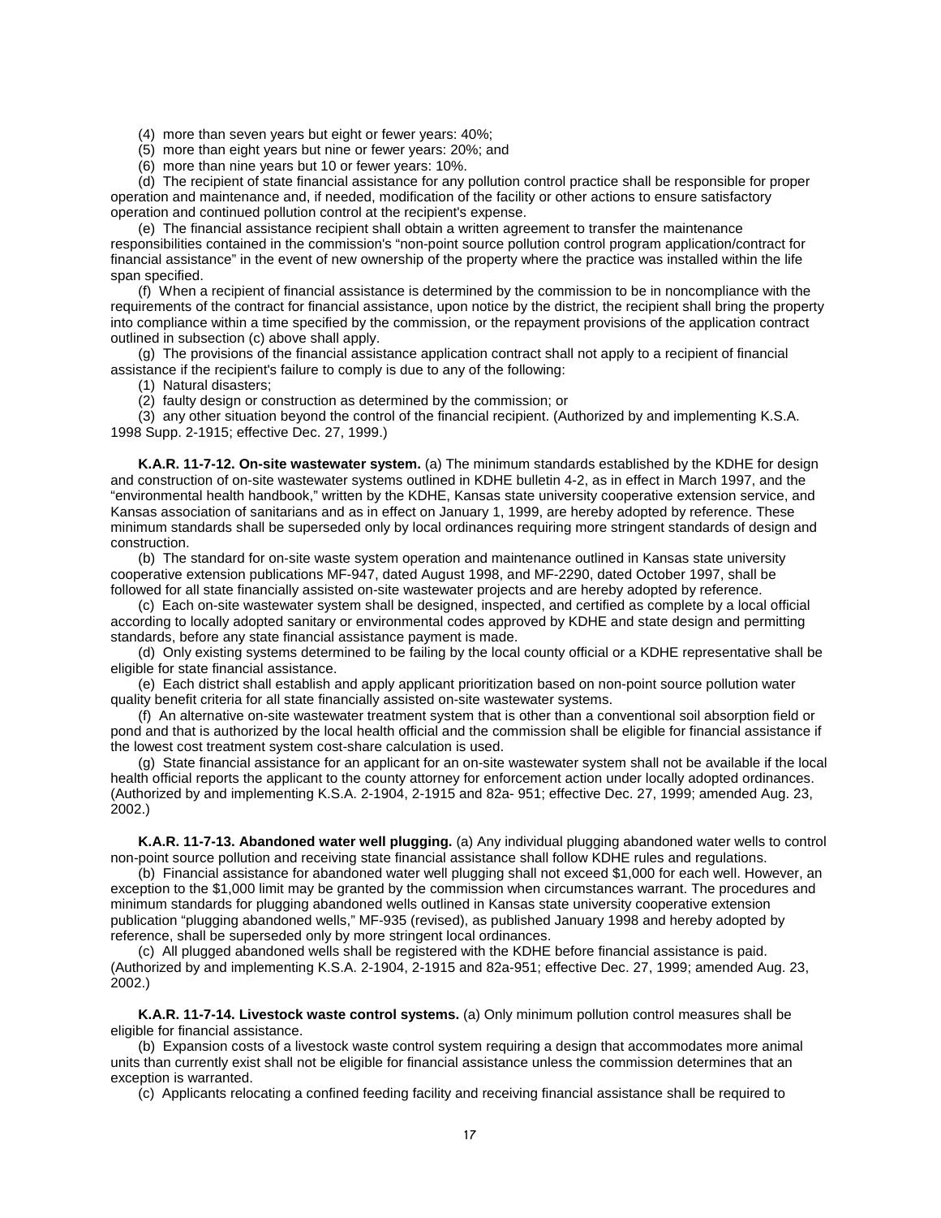(4) more than seven years but eight or fewer years: 40%;

(5) more than eight years but nine or fewer years: 20%; and

(6) more than nine years but 10 or fewer years: 10%.

(d) The recipient of state financial assistance for any pollution control practice shall be responsible for proper operation and maintenance and, if needed, modification of the facility or other actions to ensure satisfactory operation and continued pollution control at the recipient's expense.

(e) The financial assistance recipient shall obtain a written agreement to transfer the maintenance responsibilities contained in the commission's "non-point source pollution control program application/contract for financial assistance" in the event of new ownership of the property where the practice was installed within the life span specified.

(f) When a recipient of financial assistance is determined by the commission to be in noncompliance with the requirements of the contract for financial assistance, upon notice by the district, the recipient shall bring the property into compliance within a time specified by the commission, or the repayment provisions of the application contract outlined in subsection (c) above shall apply.

(g) The provisions of the financial assistance application contract shall not apply to a recipient of financial assistance if the recipient's failure to comply is due to any of the following:

(1) Natural disasters;

(2) faulty design or construction as determined by the commission; or

(3) any other situation beyond the control of the financial recipient. (Authorized by and implementing K.S.A. 1998 Supp. 2-1915; effective Dec. 27, 1999.)

**K.A.R. 11-7-12. On-site wastewater system.** (a) The minimum standards established by the KDHE for design and construction of on-site wastewater systems outlined in KDHE bulletin 4-2, as in effect in March 1997, and the "environmental health handbook," written by the KDHE, Kansas state university cooperative extension service, and Kansas association of sanitarians and as in effect on January 1, 1999, are hereby adopted by reference. These minimum standards shall be superseded only by local ordinances requiring more stringent standards of design and construction.

(b) The standard for on-site waste system operation and maintenance outlined in Kansas state university cooperative extension publications MF-947, dated August 1998, and MF-2290, dated October 1997, shall be followed for all state financially assisted on-site wastewater projects and are hereby adopted by reference.

(c) Each on-site wastewater system shall be designed, inspected, and certified as complete by a local official according to locally adopted sanitary or environmental codes approved by KDHE and state design and permitting standards, before any state financial assistance payment is made.

(d) Only existing systems determined to be failing by the local county official or a KDHE representative shall be eligible for state financial assistance.

(e) Each district shall establish and apply applicant prioritization based on non-point source pollution water quality benefit criteria for all state financially assisted on-site wastewater systems.

(f) An alternative on-site wastewater treatment system that is other than a conventional soil absorption field or pond and that is authorized by the local health official and the commission shall be eligible for financial assistance if the lowest cost treatment system cost-share calculation is used.

(g) State financial assistance for an applicant for an on-site wastewater system shall not be available if the local health official reports the applicant to the county attorney for enforcement action under locally adopted ordinances. (Authorized by and implementing K.S.A. 2-1904, 2-1915 and 82a- 951; effective Dec. 27, 1999; amended Aug. 23, 2002.)

**K.A.R. 11-7-13. Abandoned water well plugging.** (a) Any individual plugging abandoned water wells to control non-point source pollution and receiving state financial assistance shall follow KDHE rules and regulations.

(b) Financial assistance for abandoned water well plugging shall not exceed $1,000 for each well. However, an exception to the $1,000 limit may be granted by the commission when circumstances warrant. The procedures and minimum standards for plugging abandoned wells outlined in Kansas state university cooperative extension publication "plugging abandoned wells," MF-935 (revised), as published January 1998 and hereby adopted by reference, shall be superseded only by more stringent local ordinances.

(c) All plugged abandoned wells shall be registered with the KDHE before financial assistance is paid. (Authorized by and implementing K.S.A. 2-1904, 2-1915 and 82a-951; effective Dec. 27, 1999; amended Aug. 23, 2002.)

**K.A.R. 11-7-14. Livestock waste control systems.** (a) Only minimum pollution control measures shall be eligible for financial assistance.

(b) Expansion costs of a livestock waste control system requiring a design that accommodates more animal units than currently exist shall not be eligible for financial assistance unless the commission determines that an exception is warranted.

(c) Applicants relocating a confined feeding facility and receiving financial assistance shall be required to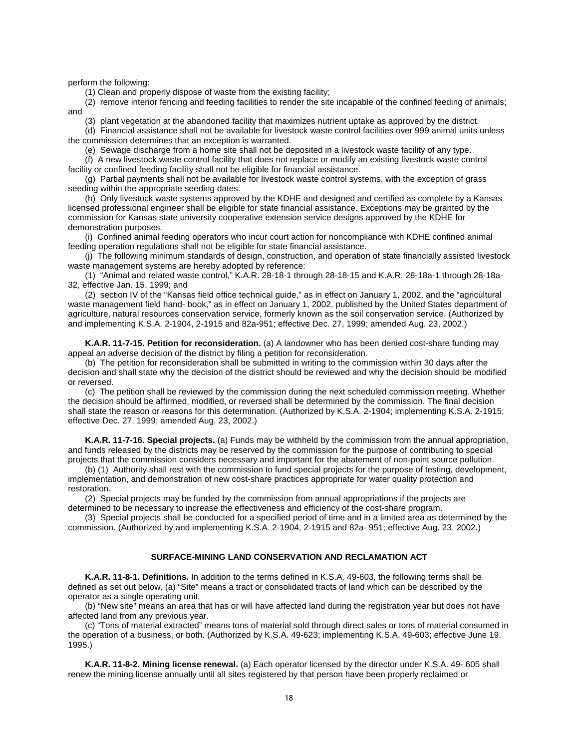perform the following:

(1) Clean and properly dispose of waste from the existing facility;

(2) remove interior fencing and feeding facilities to render the site incapable of the confined feeding of animals; and

(3) plant vegetation at the abandoned facility that maximizes nutrient uptake as approved by the district.

(d) Financial assistance shall not be available for livestock waste control facilities over 999 animal units unless the commission determines that an exception is warranted.

(e) Sewage discharge from a home site shall not be deposited in a livestock waste facility of any type.

(f) A new livestock waste control facility that does not replace or modify an existing livestock waste control facility or confined feeding facility shall not be eligible for financial assistance.

(g) Partial payments shall not be available for livestock waste control systems, with the exception of grass seeding within the appropriate seeding dates.

(h) Only livestock waste systems approved by the KDHE and designed and certified as complete by a Kansas licensed professional engineer shall be eligible for state financial assistance. Exceptions may be granted by the commission for Kansas state university cooperative extension service designs approved by the KDHE for demonstration purposes.

(i) Confined animal feeding operators who incur court action for noncompliance with KDHE confined animal feeding operation regulations shall not be eligible for state financial assistance.

(j) The following minimum standards of design, construction, and operation of state financially assisted livestock waste management systems are hereby adopted by reference:

(1) "Animal and related waste control," K.A.R. 28-18-1 through 28-18-15 and K.A.R. 28-18a-1 through 28-18a-32, effective Jan. 15, 1999; and

(2) section IV of the "Kansas field office technical guide," as in effect on January 1, 2002, and the "agricultural waste management field hand- book," as in effect on January 1, 2002, published by the United States department of agriculture, natural resources conservation service, formerly known as the soil conservation service. (Authorized by and implementing K.S.A. 2-1904, 2-1915 and 82a-951; effective Dec. 27, 1999; amended Aug. 23, 2002.)

**K.A.R. 11-7-15. Petition for reconsideration.** (a) A landowner who has been denied cost-share funding may appeal an adverse decision of the district by filing a petition for reconsideration.

(b) The petition for reconsideration shall be submitted in writing to the commission within 30 days after the decision and shall state why the decision of the district should be reviewed and why the decision should be modified or reversed.

(c) The petition shall be reviewed by the commission during the next scheduled commission meeting. Whether the decision should be affirmed, modified, or reversed shall be determined by the commission. The final decision shall state the reason or reasons for this determination. (Authorized by K.S.A. 2-1904; implementing K.S.A. 2-1915; effective Dec. 27, 1999; amended Aug. 23, 2002.)

**K.A.R. 11-7-16. Special projects.** (a) Funds may be withheld by the commission from the annual appropriation, and funds released by the districts may be reserved by the commission for the purpose of contributing to special projects that the commission considers necessary and important for the abatement of non-point source pollution.

(b) (1) Authority shall rest with the commission to fund special projects for the purpose of testing, development, implementation, and demonstration of new cost-share practices appropriate for water quality protection and restoration.

(2) Special projects may be funded by the commission from annual appropriations if the projects are determined to be necessary to increase the effectiveness and efficiency of the cost-share program.

(3) Special projects shall be conducted for a specified period of time and in a limited area as determined by the commission. (Authorized by and implementing K.S.A. 2-1904, 2-1915 and 82a- 951; effective Aug. 23, 2002.)

## SURFACE-MINING LAND CONSERVATION AND RECLAMATION ACT

**K.A.R. 11-8-1. Definitions.** In addition to the terms defined in K.S.A. 49-603, the following terms shall be defined as set out below. (a) "Site" means a tract or consolidated tracts of land which can be described by the operator as a single operating unit.

(b) "New site" means an area that has or will have affected land during the registration year but does not have affected land from any previous year.

(c) "Tons of material extracted" means tons of material sold through direct sales or tons of material consumed in the operation of a business, or both. (Authorized by K.S.A. 49-623; implementing K.S.A. 49-603; effective June 19, 1995.)

**K.A.R. 11-8-2. Mining license renewal.** (a) Each operator licensed by the director under K.S.A. 49- 605 shall renew the mining license annually until all sites registered by that person have been properly reclaimed or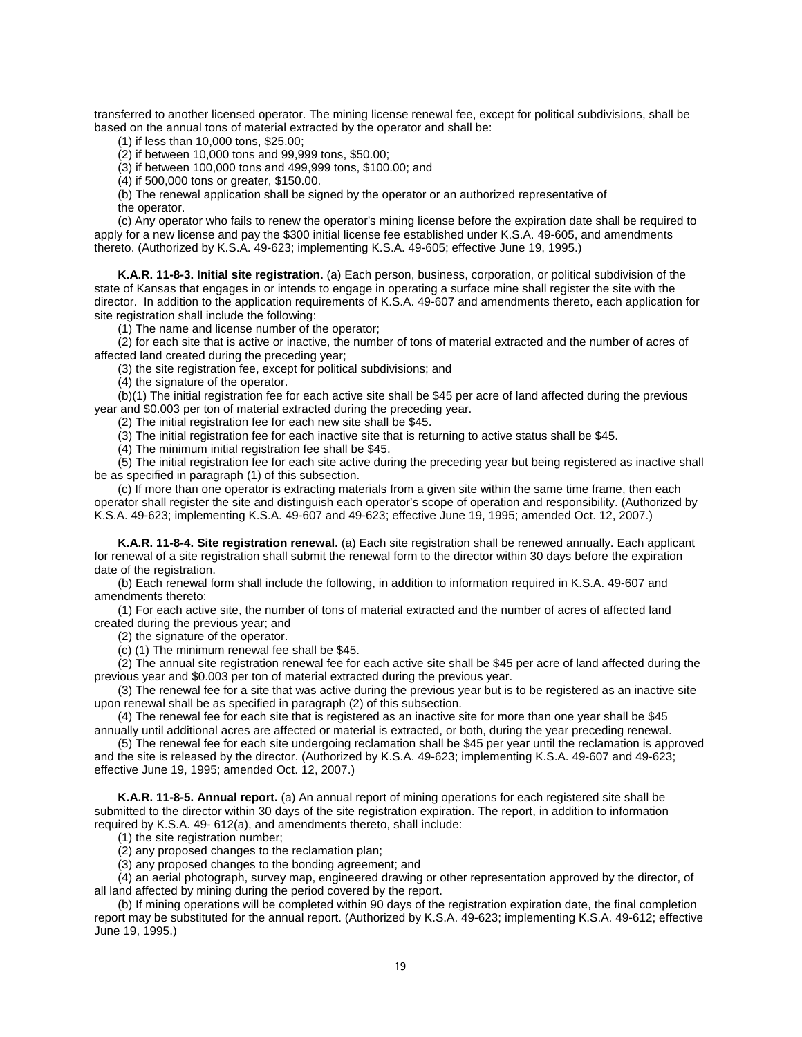transferred to another licensed operator. The mining license renewal fee, except for political subdivisions, shall be based on the annual tons of material extracted by the operator and shall be:

(1) if less than 10,000 tons, $25.00;

(2) if between 10,000 tons and 99,999 tons, $50.00;

(3) if between 100,000 tons and 499,999 tons, $100.00; and

(4) if 500,000 tons or greater, $150.00.

(b) The renewal application shall be signed by the operator or an authorized representative of the operator.

(c) Any operator who fails to renew the operator's mining license before the expiration date shall be required to apply for a new license and pay the $300 initial license fee established under K.S.A. 49-605, and amendments thereto. (Authorized by K.S.A. 49-623; implementing K.S.A. 49-605; effective June 19, 1995.)

**K.A.R. 11-8-3. Initial site registration.** (a) Each person, business, corporation, or political subdivision of the state of Kansas that engages in or intends to engage in operating a surface mine shall register the site with the director. In addition to the application requirements of K.S.A. 49-607 and amendments thereto, each application for site registration shall include the following:

(1) The name and license number of the operator;

(2) for each site that is active or inactive, the number of tons of material extracted and the number of acres of affected land created during the preceding year;

(3) the site registration fee, except for political subdivisions; and

(4) the signature of the operator.

(b)(1) The initial registration fee for each active site shall be $45 per acre of land affected during the previous year and $0.003 per ton of material extracted during the preceding year.

(2) The initial registration fee for each new site shall be $45.

(3) The initial registration fee for each inactive site that is returning to active status shall be $45.

(4) The minimum initial registration fee shall be $45.

(5) The initial registration fee for each site active during the preceding year but being registered as inactive shall be as specified in paragraph (1) of this subsection.

(c) If more than one operator is extracting materials from a given site within the same time frame, then each operator shall register the site and distinguish each operator's scope of operation and responsibility. (Authorized by K.S.A. 49-623; implementing K.S.A. 49-607 and 49-623; effective June 19, 1995; amended Oct. 12, 2007.)

**K.A.R. 11-8-4. Site registration renewal.** (a) Each site registration shall be renewed annually. Each applicant for renewal of a site registration shall submit the renewal form to the director within 30 days before the expiration date of the registration.

(b) Each renewal form shall include the following, in addition to information required in K.S.A. 49-607 and amendments thereto:

(1) For each active site, the number of tons of material extracted and the number of acres of affected land created during the previous year; and

(2) the signature of the operator.

(c) (1) The minimum renewal fee shall be $45.

(2) The annual site registration renewal fee for each active site shall be $45 per acre of land affected during the previous year and $0.003 per ton of material extracted during the previous year.

(3) The renewal fee for a site that was active during the previous year but is to be registered as an inactive site upon renewal shall be as specified in paragraph (2) of this subsection.

(4) The renewal fee for each site that is registered as an inactive site for more than one year shall be $45 annually until additional acres are affected or material is extracted, or both, during the year preceding renewal.

(5) The renewal fee for each site undergoing reclamation shall be $45 per year until the reclamation is approved and the site is released by the director. (Authorized by K.S.A. 49-623; implementing K.S.A. 49-607 and 49-623; effective June 19, 1995; amended Oct. 12, 2007.)

**K.A.R. 11-8-5. Annual report.** (a) An annual report of mining operations for each registered site shall be submitted to the director within 30 days of the site registration expiration. The report, in addition to information required by K.S.A. 49- 612(a), and amendments thereto, shall include:

(1) the site registration number;

(2) any proposed changes to the reclamation plan;

(3) any proposed changes to the bonding agreement; and

(4) an aerial photograph, survey map, engineered drawing or other representation approved by the director, of all land affected by mining during the period covered by the report.

(b) If mining operations will be completed within 90 days of the registration expiration date, the final completion report may be substituted for the annual report. (Authorized by K.S.A. 49-623; implementing K.S.A. 49-612; effective June 19, 1995.)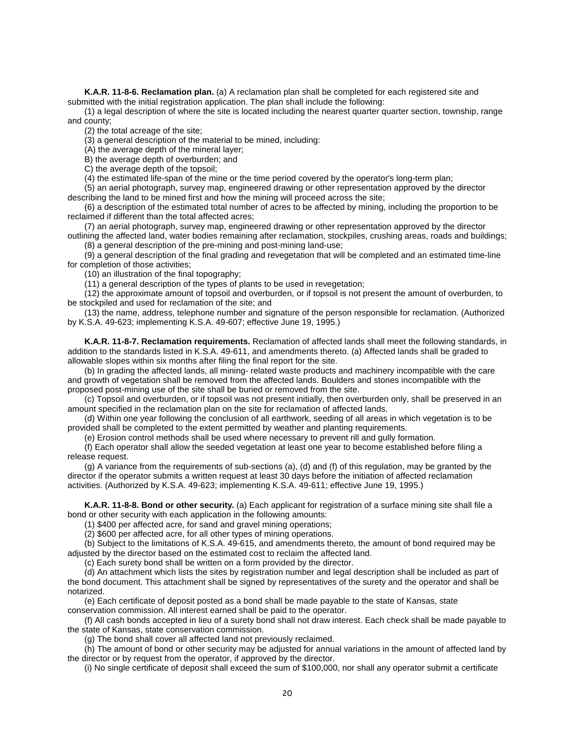**K.A.R. 11-8-6. Reclamation plan.** (a) A reclamation plan shall be completed for each registered site and submitted with the initial registration application. The plan shall include the following:

(1) a legal description of where the site is located including the nearest quarter quarter section, township, range and county;

(2) the total acreage of the site;

(3) a general description of the material to be mined, including:

(A) the average depth of the mineral layer;

B) the average depth of overburden; and

C) the average depth of the topsoil;

(4) the estimated life-span of the mine or the time period covered by the operator's long-term plan;

(5) an aerial photograph, survey map, engineered drawing or other representation approved by the director describing the land to be mined first and how the mining will proceed across the site;

(6) a description of the estimated total number of acres to be affected by mining, including the proportion to be reclaimed if different than the total affected acres;

(7) an aerial photograph, survey map, engineered drawing or other representation approved by the director outlining the affected land, water bodies remaining after reclamation, stockpiles, crushing areas, roads and buildings;

(8) a general description of the pre-mining and post-mining land-use;

(9) a general description of the final grading and revegetation that will be completed and an estimated time-line for completion of those activities;

(10) an illustration of the final topography;

(11) a general description of the types of plants to be used in revegetation;

(12) the approximate amount of topsoil and overburden, or if topsoil is not present the amount of overburden, to be stockpiled and used for reclamation of the site; and

(13) the name, address, telephone number and signature of the person responsible for reclamation. (Authorized by K.S.A. 49-623; implementing K.S.A. 49-607; effective June 19, 1995.)

**K.A.R. 11-8-7. Reclamation requirements.** Reclamation of affected lands shall meet the following standards, in addition to the standards listed in K.S.A. 49-611, and amendments thereto. (a) Affected lands shall be graded to allowable slopes within six months after filing the final report for the site.

(b) In grading the affected lands, all mining- related waste products and machinery incompatible with the care and growth of vegetation shall be removed from the affected lands. Boulders and stones incompatible with the proposed post-mining use of the site shall be buried or removed from the site.

(c) Topsoil and overburden, or if topsoil was not present initially, then overburden only, shall be preserved in an amount specified in the reclamation plan on the site for reclamation of affected lands.

(d) Within one year following the conclusion of all earthwork, seeding of all areas in which vegetation is to be provided shall be completed to the extent permitted by weather and planting requirements.

(e) Erosion control methods shall be used where necessary to prevent rill and gully formation.

(f) Each operator shall allow the seeded vegetation at least one year to become established before filing a release request.

(g) A variance from the requirements of sub-sections (a), (d) and (f) of this regulation, may be granted by the director if the operator submits a written request at least 30 days before the initiation of affected reclamation activities. (Authorized by K.S.A. 49-623; implementing K.S.A. 49-611; effective June 19, 1995.)

**K.A.R. 11-8-8. Bond or other security.** (a) Each applicant for registration of a surface mining site shall file a bond or other security with each application in the following amounts:

(1) $400 per affected acre, for sand and gravel mining operations;

(2) $600 per affected acre, for all other types of mining operations.

(b) Subject to the limitations of K.S.A. 49-615, and amendments thereto, the amount of bond required may be adjusted by the director based on the estimated cost to reclaim the affected land.

(c) Each surety bond shall be written on a form provided by the director.

(d) An attachment which lists the sites by registration number and legal description shall be included as part of the bond document. This attachment shall be signed by representatives of the surety and the operator and shall be notarized.

(e) Each certificate of deposit posted as a bond shall be made payable to the state of Kansas, state conservation commission. All interest earned shall be paid to the operator.

(f) All cash bonds accepted in lieu of a surety bond shall not draw interest. Each check shall be made payable to the state of Kansas, state conservation commission.

(g) The bond shall cover all affected land not previously reclaimed.

(h) The amount of bond or other security may be adjusted for annual variations in the amount of affected land by the director or by request from the operator, if approved by the director.

(i) No single certificate of deposit shall exceed the sum of $100,000, nor shall any operator submit a certificate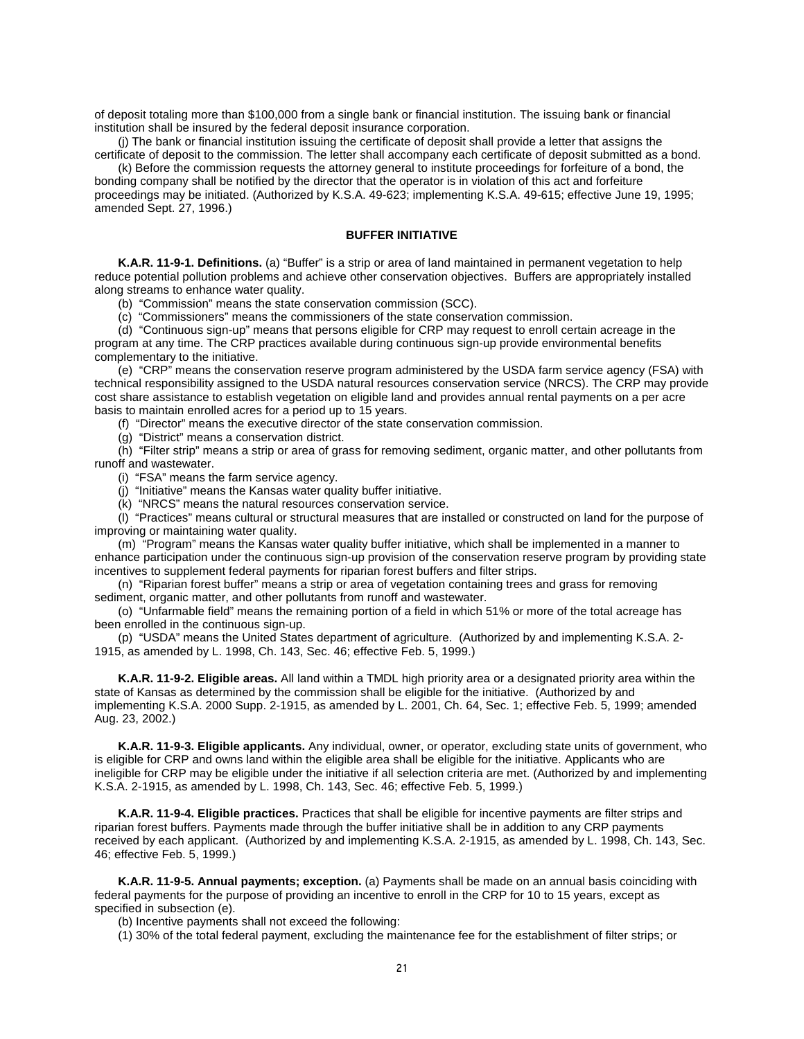of deposit totaling more than $100,000 from a single bank or financial institution. The issuing bank or financial institution shall be insured by the federal deposit insurance corporation.

(j) The bank or financial institution issuing the certificate of deposit shall provide a letter that assigns the certificate of deposit to the commission. The letter shall accompany each certificate of deposit submitted as a bond.

(k) Before the commission requests the attorney general to institute proceedings for forfeiture of a bond, the bonding company shall be notified by the director that the operator is in violation of this act and forfeiture proceedings may be initiated. (Authorized by K.S.A. 49-623; implementing K.S.A. 49-615; effective June 19, 1995; amended Sept. 27, 1996.)

## BUFFER INITIATIVE

**K.A.R. 11-9-1. Definitions.** (a) "Buffer" is a strip or area of land maintained in permanent vegetation to help reduce potential pollution problems and achieve other conservation objectives. Buffers are appropriately installed along streams to enhance water quality.

(b) "Commission" means the state conservation commission (SCC).

(c) "Commissioners" means the commissioners of the state conservation commission.

(d) "Continuous sign-up" means that persons eligible for CRP may request to enroll certain acreage in the program at any time. The CRP practices available during continuous sign-up provide environmental benefits complementary to the initiative.

(e) "CRP" means the conservation reserve program administered by the USDA farm service agency (FSA) with technical responsibility assigned to the USDA natural resources conservation service (NRCS). The CRP may provide cost share assistance to establish vegetation on eligible land and provides annual rental payments on a per acre basis to maintain enrolled acres for a period up to 15 years.

(f) "Director" means the executive director of the state conservation commission.

(g) "District" means a conservation district.

(h) "Filter strip" means a strip or area of grass for removing sediment, organic matter, and other pollutants from runoff and wastewater.

(i) "FSA" means the farm service agency.

(j) "Initiative" means the Kansas water quality buffer initiative.

(k) "NRCS" means the natural resources conservation service.

(l) "Practices" means cultural or structural measures that are installed or constructed on land for the purpose of improving or maintaining water quality.

(m) "Program" means the Kansas water quality buffer initiative, which shall be implemented in a manner to enhance participation under the continuous sign-up provision of the conservation reserve program by providing state incentives to supplement federal payments for riparian forest buffers and filter strips.

(n) "Riparian forest buffer" means a strip or area of vegetation containing trees and grass for removing sediment, organic matter, and other pollutants from runoff and wastewater.

(o) "Unfarmable field" means the remaining portion of a field in which 51% or more of the total acreage has been enrolled in the continuous sign-up.

(p) "USDA" means the United States department of agriculture. (Authorized by and implementing K.S.A. 2-1915, as amended by L. 1998, Ch. 143, Sec. 46; effective Feb. 5, 1999.)

**K.A.R. 11-9-2. Eligible areas.** All land within a TMDL high priority area or a designated priority area within the state of Kansas as determined by the commission shall be eligible for the initiative. (Authorized by and implementing K.S.A. 2000 Supp. 2-1915, as amended by L. 2001, Ch. 64, Sec. 1; effective Feb. 5, 1999; amended Aug. 23, 2002.)

**K.A.R. 11-9-3. Eligible applicants.** Any individual, owner, or operator, excluding state units of government, who is eligible for CRP and owns land within the eligible area shall be eligible for the initiative. Applicants who are ineligible for CRP may be eligible under the initiative if all selection criteria are met. (Authorized by and implementing K.S.A. 2-1915, as amended by L. 1998, Ch. 143, Sec. 46; effective Feb. 5, 1999.)

**K.A.R. 11-9-4. Eligible practices.** Practices that shall be eligible for incentive payments are filter strips and riparian forest buffers. Payments made through the buffer initiative shall be in addition to any CRP payments received by each applicant. (Authorized by and implementing K.S.A. 2-1915, as amended by L. 1998, Ch. 143, Sec. 46; effective Feb. 5, 1999.)

**K.A.R. 11-9-5. Annual payments; exception.** (a) Payments shall be made on an annual basis coinciding with federal payments for the purpose of providing an incentive to enroll in the CRP for 10 to 15 years, except as specified in subsection (e).

(b) Incentive payments shall not exceed the following:

(1) 30% of the total federal payment, excluding the maintenance fee for the establishment of filter strips; or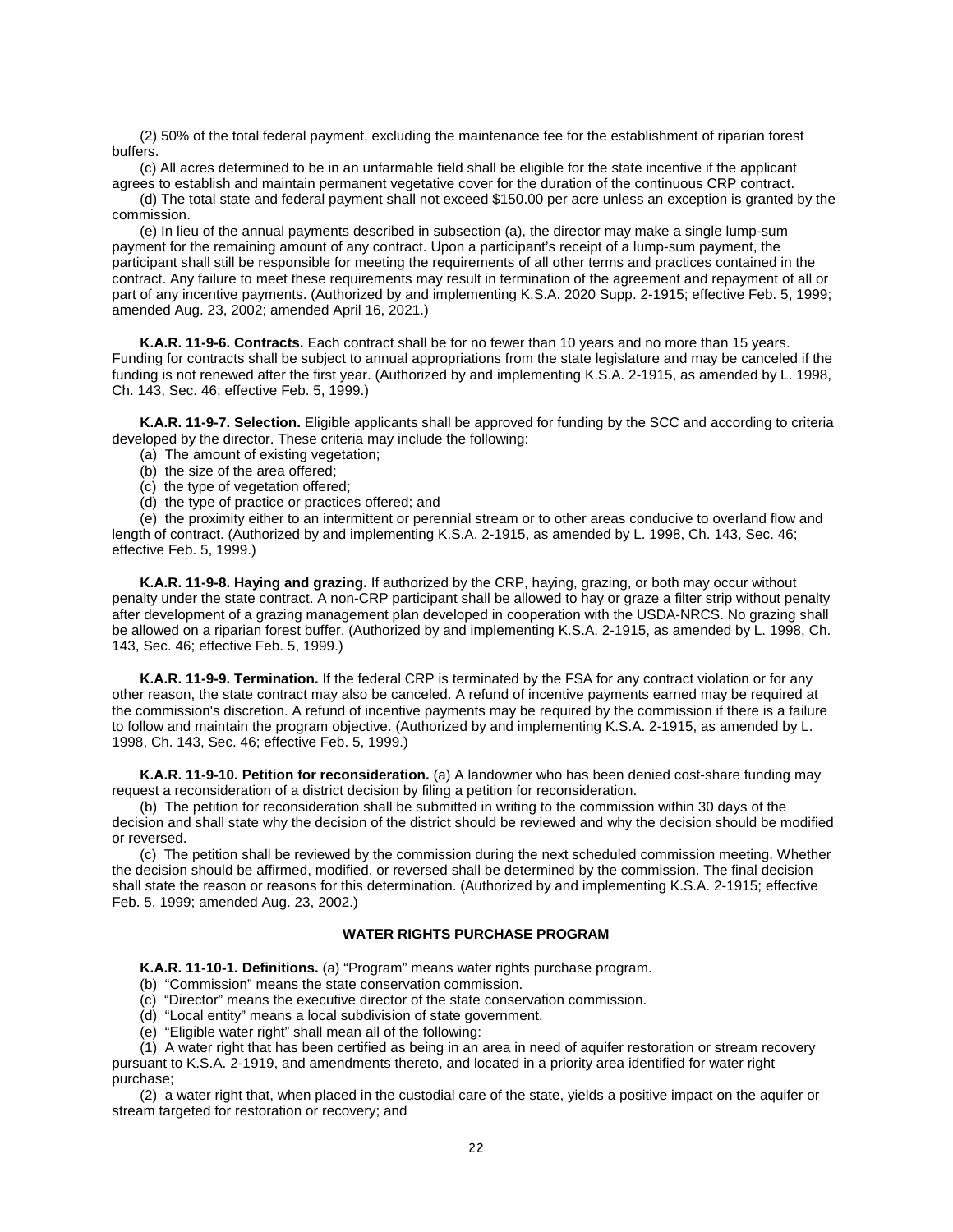(2) 50% of the total federal payment, excluding the maintenance fee for the establishment of riparian forest buffers.

(c) All acres determined to be in an unfarmable field shall be eligible for the state incentive if the applicant agrees to establish and maintain permanent vegetative cover for the duration of the continuous CRP contract.

(d) The total state and federal payment shall not exceed $150.00 per acre unless an exception is granted by the commission.

(e) In lieu of the annual payments described in subsection (a), the director may make a single lump-sum payment for the remaining amount of any contract. Upon a participant's receipt of a lump-sum payment, the participant shall still be responsible for meeting the requirements of all other terms and practices contained in the contract. Any failure to meet these requirements may result in termination of the agreement and repayment of all or part of any incentive payments. (Authorized by and implementing K.S.A. 2020 Supp. 2-1915; effective Feb. 5, 1999; amended Aug. 23, 2002; amended April 16, 2021.)

**K.A.R. 11-9-6. Contracts.** Each contract shall be for no fewer than 10 years and no more than 15 years. Funding for contracts shall be subject to annual appropriations from the state legislature and may be canceled if the funding is not renewed after the first year. (Authorized by and implementing K.S.A. 2-1915, as amended by L. 1998, Ch. 143, Sec. 46; effective Feb. 5, 1999.)

**K.A.R. 11-9-7. Selection.** Eligible applicants shall be approved for funding by the SCC and according to criteria developed by the director. These criteria may include the following:

(a) The amount of existing vegetation;

(b) the size of the area offered;

(c) the type of vegetation offered;

(d) the type of practice or practices offered; and

(e) the proximity either to an intermittent or perennial stream or to other areas conducive to overland flow and length of contract. (Authorized by and implementing K.S.A. 2-1915, as amended by L. 1998, Ch. 143, Sec. 46; effective Feb. 5, 1999.)

**K.A.R. 11-9-8. Haying and grazing.** If authorized by the CRP, haying, grazing, or both may occur without penalty under the state contract. A non-CRP participant shall be allowed to hay or graze a filter strip without penalty after development of a grazing management plan developed in cooperation with the USDA-NRCS. No grazing shall be allowed on a riparian forest buffer. (Authorized by and implementing K.S.A. 2-1915, as amended by L. 1998, Ch. 143, Sec. 46; effective Feb. 5, 1999.)

**K.A.R. 11-9-9. Termination.** If the federal CRP is terminated by the FSA for any contract violation or for any other reason, the state contract may also be canceled. A refund of incentive payments earned may be required at the commission's discretion. A refund of incentive payments may be required by the commission if there is a failure to follow and maintain the program objective. (Authorized by and implementing K.S.A. 2-1915, as amended by L. 1998, Ch. 143, Sec. 46; effective Feb. 5, 1999.)

**K.A.R. 11-9-10. Petition for reconsideration.** (a) A landowner who has been denied cost-share funding may request a reconsideration of a district decision by filing a petition for reconsideration.

(b) The petition for reconsideration shall be submitted in writing to the commission within 30 days of the decision and shall state why the decision of the district should be reviewed and why the decision should be modified or reversed.

(c) The petition shall be reviewed by the commission during the next scheduled commission meeting. Whether the decision should be affirmed, modified, or reversed shall be determined by the commission. The final decision shall state the reason or reasons for this determination. (Authorized by and implementing K.S.A. 2-1915; effective Feb. 5, 1999; amended Aug. 23, 2002.)

## WATER RIGHTS PURCHASE PROGRAM

**K.A.R. 11-10-1. Definitions.** (a) "Program" means water rights purchase program.

(b) "Commission" means the state conservation commission.

(c) "Director" means the executive director of the state conservation commission.

(d) "Local entity" means a local subdivision of state government.

(e) "Eligible water right" shall mean all of the following:

(1) A water right that has been certified as being in an area in need of aquifer restoration or stream recovery pursuant to K.S.A. 2-1919, and amendments thereto, and located in a priority area identified for water right purchase;

(2) a water right that, when placed in the custodial care of the state, yields a positive impact on the aquifer or stream targeted for restoration or recovery; and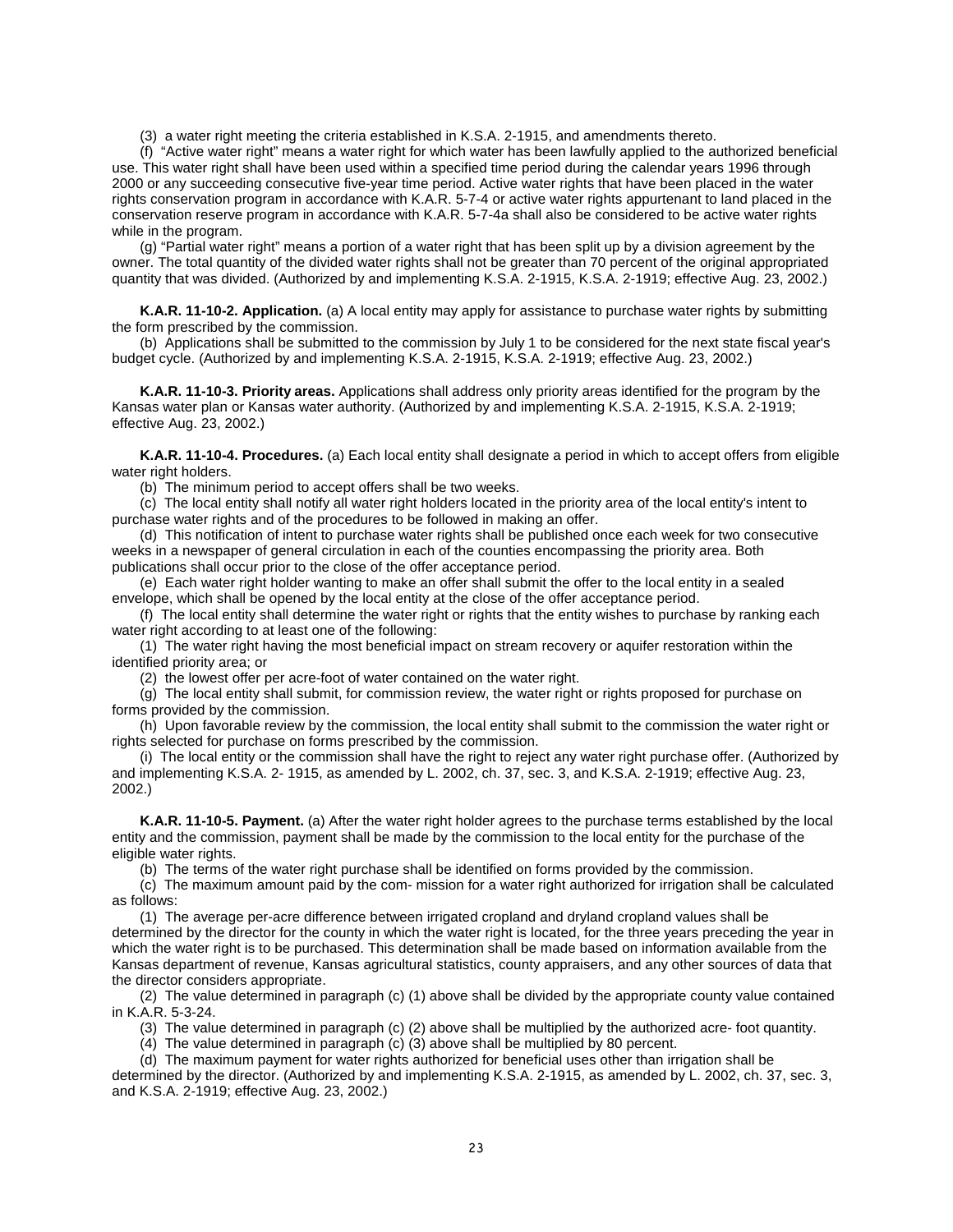(3) a water right meeting the criteria established in K.S.A. 2-1915, and amendments thereto.

(f) "Active water right" means a water right for which water has been lawfully applied to the authorized beneficial use. This water right shall have been used within a specified time period during the calendar years 1996 through 2000 or any succeeding consecutive five-year time period. Active water rights that have been placed in the water rights conservation program in accordance with K.A.R. 5-7-4 or active water rights appurtenant to land placed in the conservation reserve program in accordance with K.A.R. 5-7-4a shall also be considered to be active water rights while in the program.

(g) "Partial water right" means a portion of a water right that has been split up by a division agreement by the owner. The total quantity of the divided water rights shall not be greater than 70 percent of the original appropriated quantity that was divided. (Authorized by and implementing K.S.A. 2-1915, K.S.A. 2-1919; effective Aug. 23, 2002.)

**K.A.R. 11-10-2. Application.** (a) A local entity may apply for assistance to purchase water rights by submitting the form prescribed by the commission.

(b) Applications shall be submitted to the commission by July 1 to be considered for the next state fiscal year's budget cycle. (Authorized by and implementing K.S.A. 2-1915, K.S.A. 2-1919; effective Aug. 23, 2002.)

**K.A.R. 11-10-3. Priority areas.** Applications shall address only priority areas identified for the program by the Kansas water plan or Kansas water authority. (Authorized by and implementing K.S.A. 2-1915, K.S.A. 2-1919; effective Aug. 23, 2002.)

**K.A.R. 11-10-4. Procedures.** (a) Each local entity shall designate a period in which to accept offers from eligible water right holders.

(b) The minimum period to accept offers shall be two weeks.

(c) The local entity shall notify all water right holders located in the priority area of the local entity's intent to purchase water rights and of the procedures to be followed in making an offer.

(d) This notification of intent to purchase water rights shall be published once each week for two consecutive weeks in a newspaper of general circulation in each of the counties encompassing the priority area. Both publications shall occur prior to the close of the offer acceptance period.

(e) Each water right holder wanting to make an offer shall submit the offer to the local entity in a sealed envelope, which shall be opened by the local entity at the close of the offer acceptance period.

(f) The local entity shall determine the water right or rights that the entity wishes to purchase by ranking each water right according to at least one of the following:

(1) The water right having the most beneficial impact on stream recovery or aquifer restoration within the identified priority area; or

(2) the lowest offer per acre-foot of water contained on the water right.

(g) The local entity shall submit, for commission review, the water right or rights proposed for purchase on forms provided by the commission.

(h) Upon favorable review by the commission, the local entity shall submit to the commission the water right or rights selected for purchase on forms prescribed by the commission.

(i) The local entity or the commission shall have the right to reject any water right purchase offer. (Authorized by and implementing K.S.A. 2- 1915, as amended by L. 2002, ch. 37, sec. 3, and K.S.A. 2-1919; effective Aug. 23, 2002.)

**K.A.R. 11-10-5. Payment.** (a) After the water right holder agrees to the purchase terms established by the local entity and the commission, payment shall be made by the commission to the local entity for the purchase of the eligible water rights.

(b) The terms of the water right purchase shall be identified on forms provided by the commission.

(c) The maximum amount paid by the com- mission for a water right authorized for irrigation shall be calculated as follows:

(1) The average per-acre difference between irrigated cropland and dryland cropland values shall be determined by the director for the county in which the water right is located, for the three years preceding the year in which the water right is to be purchased. This determination shall be made based on information available from the Kansas department of revenue, Kansas agricultural statistics, county appraisers, and any other sources of data that the director considers appropriate.

(2) The value determined in paragraph (c) (1) above shall be divided by the appropriate county value contained in K.A.R. 5-3-24.

(3) The value determined in paragraph (c) (2) above shall be multiplied by the authorized acre- foot quantity.

(4) The value determined in paragraph (c) (3) above shall be multiplied by 80 percent.

(d) The maximum payment for water rights authorized for beneficial uses other than irrigation shall be determined by the director. (Authorized by and implementing K.S.A. 2-1915, as amended by L. 2002, ch. 37, sec. 3, and K.S.A. 2-1919; effective Aug. 23, 2002.)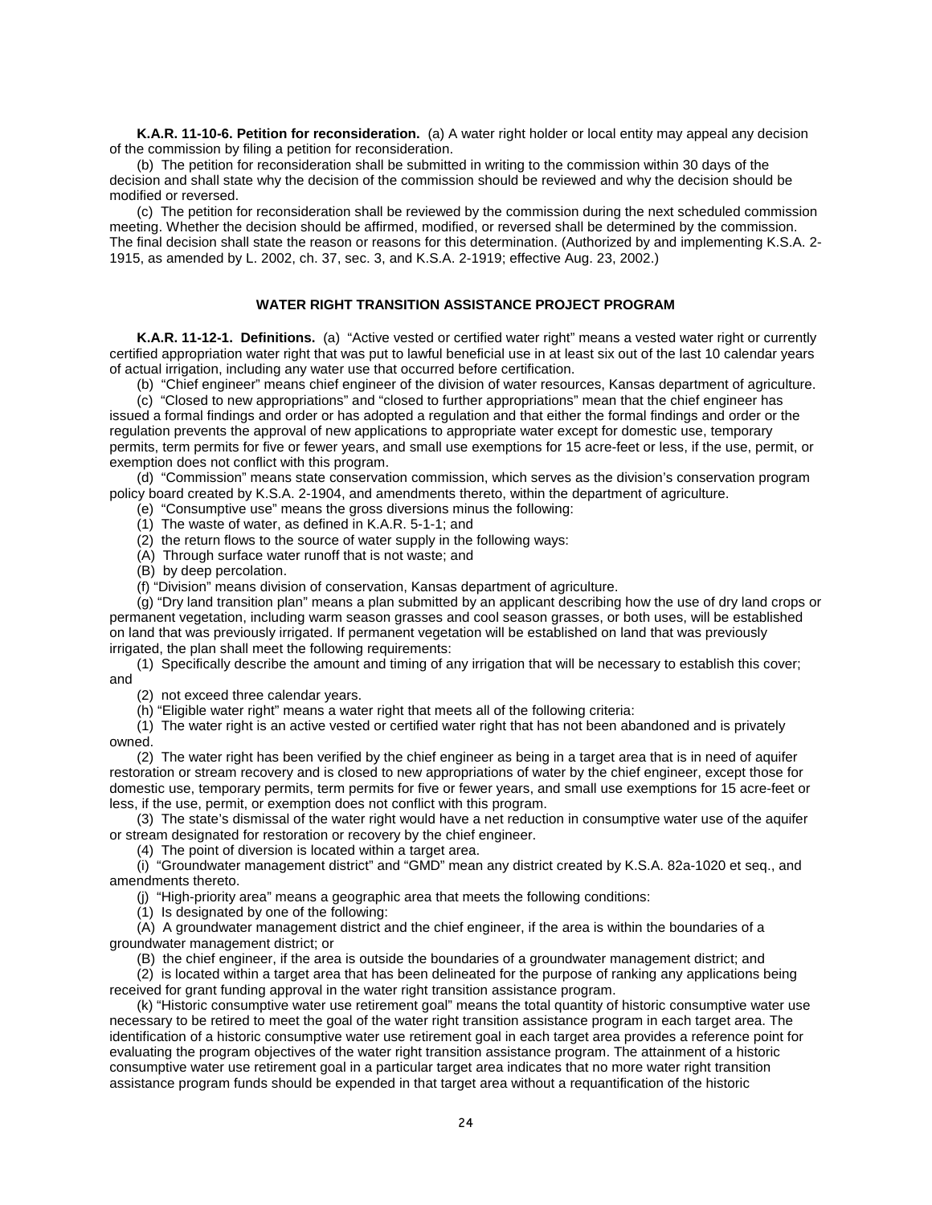**K.A.R. 11-10-6. Petition for reconsideration.** (a) A water right holder or local entity may appeal any decision of the commission by filing a petition for reconsideration.

(b) The petition for reconsideration shall be submitted in writing to the commission within 30 days of the decision and shall state why the decision of the commission should be reviewed and why the decision should be modified or reversed.

(c) The petition for reconsideration shall be reviewed by the commission during the next scheduled commission meeting. Whether the decision should be affirmed, modified, or reversed shall be determined by the commission. The final decision shall state the reason or reasons for this determination. (Authorized by and implementing K.S.A. 2-1915, as amended by L. 2002, ch. 37, sec. 3, and K.S.A. 2-1919; effective Aug. 23, 2002.)

## WATER RIGHT TRANSITION ASSISTANCE PROJECT PROGRAM

**K.A.R. 11-12-1. Definitions.** (a) "Active vested or certified water right" means a vested water right or currently certified appropriation water right that was put to lawful beneficial use in at least six out of the last 10 calendar years of actual irrigation, including any water use that occurred before certification.

(b) "Chief engineer" means chief engineer of the division of water resources, Kansas department of agriculture.

(c) "Closed to new appropriations" and "closed to further appropriations" mean that the chief engineer has issued a formal findings and order or has adopted a regulation and that either the formal findings and order or the regulation prevents the approval of new applications to appropriate water except for domestic use, temporary permits, term permits for five or fewer years, and small use exemptions for 15 acre-feet or less, if the use, permit, or exemption does not conflict with this program.

(d) "Commission" means state conservation commission, which serves as the division's conservation program policy board created by K.S.A. 2-1904, and amendments thereto, within the department of agriculture.

(e) "Consumptive use" means the gross diversions minus the following:

(1) The waste of water, as defined in K.A.R. 5-1-1; and

(2) the return flows to the source of water supply in the following ways:

(A) Through surface water runoff that is not waste; and

(B) by deep percolation.

(f) "Division" means division of conservation, Kansas department of agriculture.

(g) "Dry land transition plan" means a plan submitted by an applicant describing how the use of dry land crops or permanent vegetation, including warm season grasses and cool season grasses, or both uses, will be established on land that was previously irrigated. If permanent vegetation will be established on land that was previously irrigated, the plan shall meet the following requirements:

(1) Specifically describe the amount and timing of any irrigation that will be necessary to establish this cover; and

(2) not exceed three calendar years.

(h) "Eligible water right" means a water right that meets all of the following criteria:

(1) The water right is an active vested or certified water right that has not been abandoned and is privately owned.

(2) The water right has been verified by the chief engineer as being in a target area that is in need of aquifer restoration or stream recovery and is closed to new appropriations of water by the chief engineer, except those for domestic use, temporary permits, term permits for five or fewer years, and small use exemptions for 15 acre-feet or less, if the use, permit, or exemption does not conflict with this program.

(3) The state's dismissal of the water right would have a net reduction in consumptive water use of the aquifer or stream designated for restoration or recovery by the chief engineer.

(4) The point of diversion is located within a target area.

(i) "Groundwater management district" and "GMD" mean any district created by K.S.A. 82a-1020 et seq., and amendments thereto.

(j) "High-priority area" means a geographic area that meets the following conditions:

(1) Is designated by one of the following:

(A) A groundwater management district and the chief engineer, if the area is within the boundaries of a groundwater management district; or

(B) the chief engineer, if the area is outside the boundaries of a groundwater management district; and

(2) is located within a target area that has been delineated for the purpose of ranking any applications being received for grant funding approval in the water right transition assistance program.

(k) "Historic consumptive water use retirement goal" means the total quantity of historic consumptive water use necessary to be retired to meet the goal of the water right transition assistance program in each target area. The identification of a historic consumptive water use retirement goal in each target area provides a reference point for evaluating the program objectives of the water right transition assistance program. The attainment of a historic consumptive water use retirement goal in a particular target area indicates that no more water right transition assistance program funds should be expended in that target area without a requantification of the historic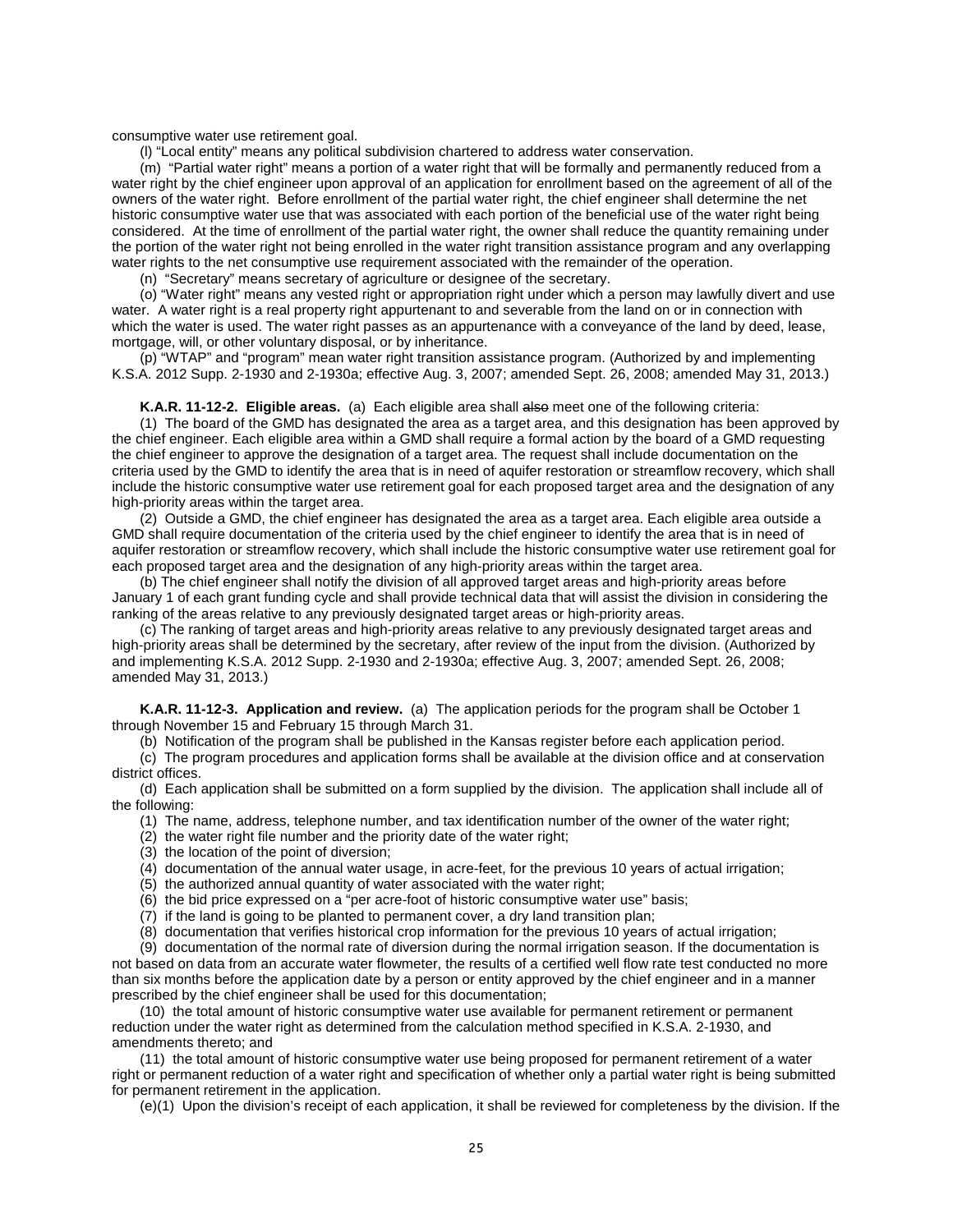consumptive water use retirement goal.

(l) "Local entity" means any political subdivision chartered to address water conservation.

(m) "Partial water right" means a portion of a water right that will be formally and permanently reduced from a water right by the chief engineer upon approval of an application for enrollment based on the agreement of all of the owners of the water right. Before enrollment of the partial water right, the chief engineer shall determine the net historic consumptive water use that was associated with each portion of the beneficial use of the water right being considered. At the time of enrollment of the partial water right, the owner shall reduce the quantity remaining under the portion of the water right not being enrolled in the water right transition assistance program and any overlapping water rights to the net consumptive use requirement associated with the remainder of the operation.

(n) "Secretary" means secretary of agriculture or designee of the secretary.

(o) "Water right" means any vested right or appropriation right under which a person may lawfully divert and use water. A water right is a real property right appurtenant to and severable from the land on or in connection with which the water is used. The water right passes as an appurtenance with a conveyance of the land by deed, lease, mortgage, will, or other voluntary disposal, or by inheritance.

(p) "WTAP" and "program" mean water right transition assistance program. (Authorized by and implementing K.S.A. 2012 Supp. 2-1930 and 2-1930a; effective Aug. 3, 2007; amended Sept. 26, 2008; amended May 31, 2013.)

**K.A.R. 11-12-2. Eligible areas.** (a) Each eligible area shall ~~also~~ meet one of the following criteria:

(1) The board of the GMD has designated the area as a target area, and this designation has been approved by the chief engineer. Each eligible area within a GMD shall require a formal action by the board of a GMD requesting the chief engineer to approve the designation of a target area. The request shall include documentation on the criteria used by the GMD to identify the area that is in need of aquifer restoration or streamflow recovery, which shall include the historic consumptive water use retirement goal for each proposed target area and the designation of any high-priority areas within the target area.

(2) Outside a GMD, the chief engineer has designated the area as a target area. Each eligible area outside a GMD shall require documentation of the criteria used by the chief engineer to identify the area that is in need of aquifer restoration or streamflow recovery, which shall include the historic consumptive water use retirement goal for each proposed target area and the designation of any high-priority areas within the target area.

(b) The chief engineer shall notify the division of all approved target areas and high-priority areas before January 1 of each grant funding cycle and shall provide technical data that will assist the division in considering the ranking of the areas relative to any previously designated target areas or high-priority areas.

(c) The ranking of target areas and high-priority areas relative to any previously designated target areas and high-priority areas shall be determined by the secretary, after review of the input from the division. (Authorized by and implementing K.S.A. 2012 Supp. 2-1930 and 2-1930a; effective Aug. 3, 2007; amended Sept. 26, 2008; amended May 31, 2013.)

**K.A.R. 11-12-3. Application and review.** (a) The application periods for the program shall be October 1 through November 15 and February 15 through March 31.

(b) Notification of the program shall be published in the Kansas register before each application period.

(c) The program procedures and application forms shall be available at the division office and at conservation district offices.

(d) Each application shall be submitted on a form supplied by the division. The application shall include all of the following:

(1) The name, address, telephone number, and tax identification number of the owner of the water right;

(2) the water right file number and the priority date of the water right;

(3) the location of the point of diversion;

(4) documentation of the annual water usage, in acre-feet, for the previous 10 years of actual irrigation;

(5) the authorized annual quantity of water associated with the water right;

(6) the bid price expressed on a "per acre-foot of historic consumptive water use" basis;

(7) if the land is going to be planted to permanent cover, a dry land transition plan;

(8) documentation that verifies historical crop information for the previous 10 years of actual irrigation;

(9) documentation of the normal rate of diversion during the normal irrigation season. If the documentation is not based on data from an accurate water flowmeter, the results of a certified well flow rate test conducted no more than six months before the application date by a person or entity approved by the chief engineer and in a manner prescribed by the chief engineer shall be used for this documentation;

(10) the total amount of historic consumptive water use available for permanent retirement or permanent reduction under the water right as determined from the calculation method specified in K.S.A. 2-1930, and amendments thereto; and

(11) the total amount of historic consumptive water use being proposed for permanent retirement of a water right or permanent reduction of a water right and specification of whether only a partial water right is being submitted for permanent retirement in the application.

(e)(1) Upon the division's receipt of each application, it shall be reviewed for completeness by the division. If the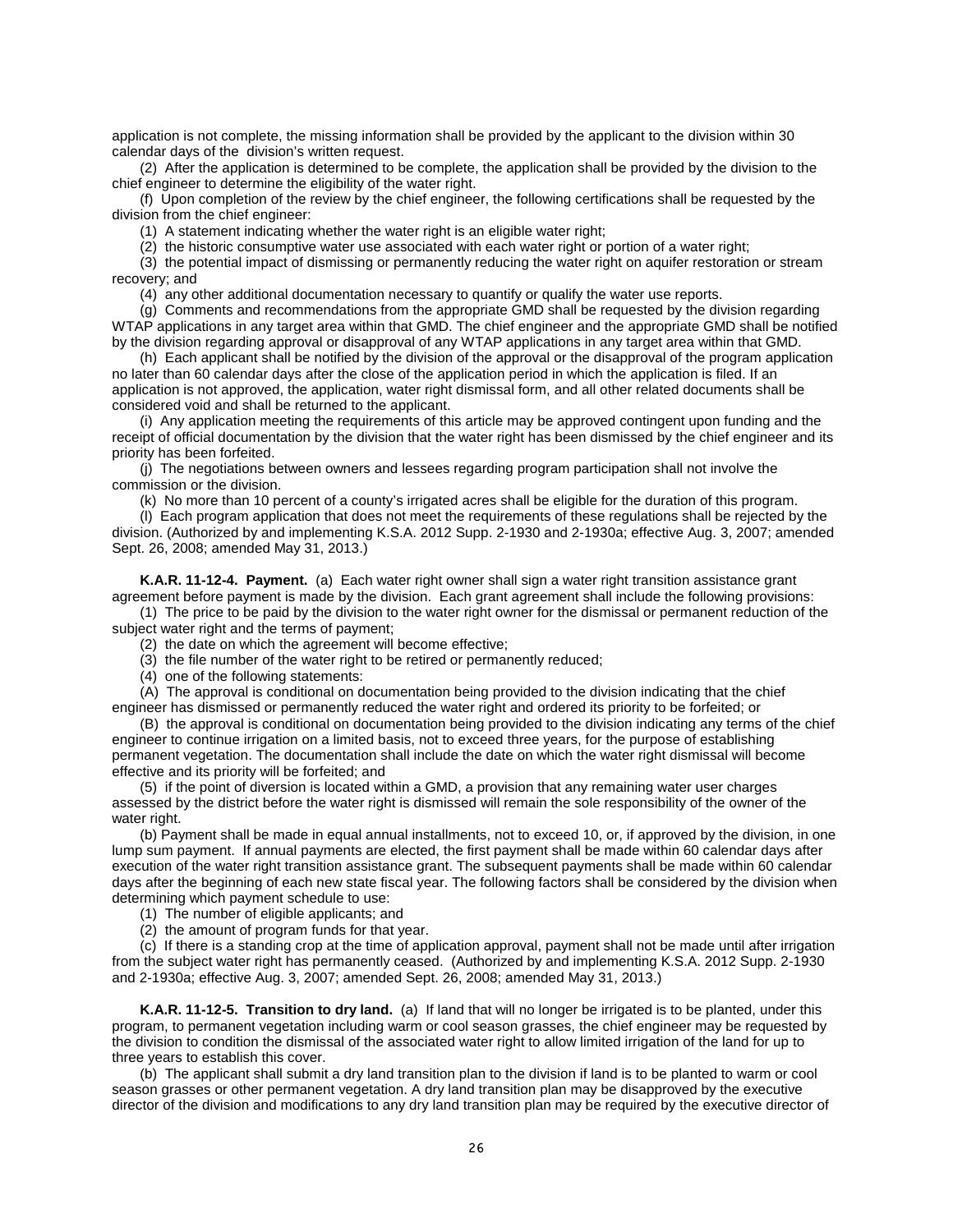application is not complete, the missing information shall be provided by the applicant to the division within 30 calendar days of the division's written request.

(2) After the application is determined to be complete, the application shall be provided by the division to the chief engineer to determine the eligibility of the water right.

(f) Upon completion of the review by the chief engineer, the following certifications shall be requested by the division from the chief engineer:

(1) A statement indicating whether the water right is an eligible water right;

(2) the historic consumptive water use associated with each water right or portion of a water right;

(3) the potential impact of dismissing or permanently reducing the water right on aquifer restoration or stream recovery; and

(4) any other additional documentation necessary to quantify or qualify the water use reports.

(g) Comments and recommendations from the appropriate GMD shall be requested by the division regarding WTAP applications in any target area within that GMD. The chief engineer and the appropriate GMD shall be notified by the division regarding approval or disapproval of any WTAP applications in any target area within that GMD.

(h) Each applicant shall be notified by the division of the approval or the disapproval of the program application no later than 60 calendar days after the close of the application period in which the application is filed. If an application is not approved, the application, water right dismissal form, and all other related documents shall be considered void and shall be returned to the applicant.

(i) Any application meeting the requirements of this article may be approved contingent upon funding and the receipt of official documentation by the division that the water right has been dismissed by the chief engineer and its priority has been forfeited.

(j) The negotiations between owners and lessees regarding program participation shall not involve the commission or the division.

(k) No more than 10 percent of a county's irrigated acres shall be eligible for the duration of this program.

(l) Each program application that does not meet the requirements of these regulations shall be rejected by the division. (Authorized by and implementing K.S.A. 2012 Supp. 2-1930 and 2-1930a; effective Aug. 3, 2007; amended Sept. 26, 2008; amended May 31, 2013.)

**K.A.R. 11-12-4. Payment.** (a) Each water right owner shall sign a water right transition assistance grant agreement before payment is made by the division. Each grant agreement shall include the following provisions:

(1) The price to be paid by the division to the water right owner for the dismissal or permanent reduction of the subject water right and the terms of payment;

(2) the date on which the agreement will become effective;

(3) the file number of the water right to be retired or permanently reduced;

(4) one of the following statements:

(A) The approval is conditional on documentation being provided to the division indicating that the chief engineer has dismissed or permanently reduced the water right and ordered its priority to be forfeited; or

(B) the approval is conditional on documentation being provided to the division indicating any terms of the chief engineer to continue irrigation on a limited basis, not to exceed three years, for the purpose of establishing permanent vegetation. The documentation shall include the date on which the water right dismissal will become effective and its priority will be forfeited; and

(5) if the point of diversion is located within a GMD, a provision that any remaining water user charges assessed by the district before the water right is dismissed will remain the sole responsibility of the owner of the water right.

(b) Payment shall be made in equal annual installments, not to exceed 10, or, if approved by the division, in one lump sum payment. If annual payments are elected, the first payment shall be made within 60 calendar days after execution of the water right transition assistance grant. The subsequent payments shall be made within 60 calendar days after the beginning of each new state fiscal year. The following factors shall be considered by the division when determining which payment schedule to use:

(1) The number of eligible applicants; and

(2) the amount of program funds for that year.

(c) If there is a standing crop at the time of application approval, payment shall not be made until after irrigation from the subject water right has permanently ceased. (Authorized by and implementing K.S.A. 2012 Supp. 2-1930 and 2-1930a; effective Aug. 3, 2007; amended Sept. 26, 2008; amended May 31, 2013.)

**K.A.R. 11-12-5. Transition to dry land.** (a) If land that will no longer be irrigated is to be planted, under this program, to permanent vegetation including warm or cool season grasses, the chief engineer may be requested by the division to condition the dismissal of the associated water right to allow limited irrigation of the land for up to three years to establish this cover.

(b) The applicant shall submit a dry land transition plan to the division if land is to be planted to warm or cool season grasses or other permanent vegetation. A dry land transition plan may be disapproved by the executive director of the division and modifications to any dry land transition plan may be required by the executive director of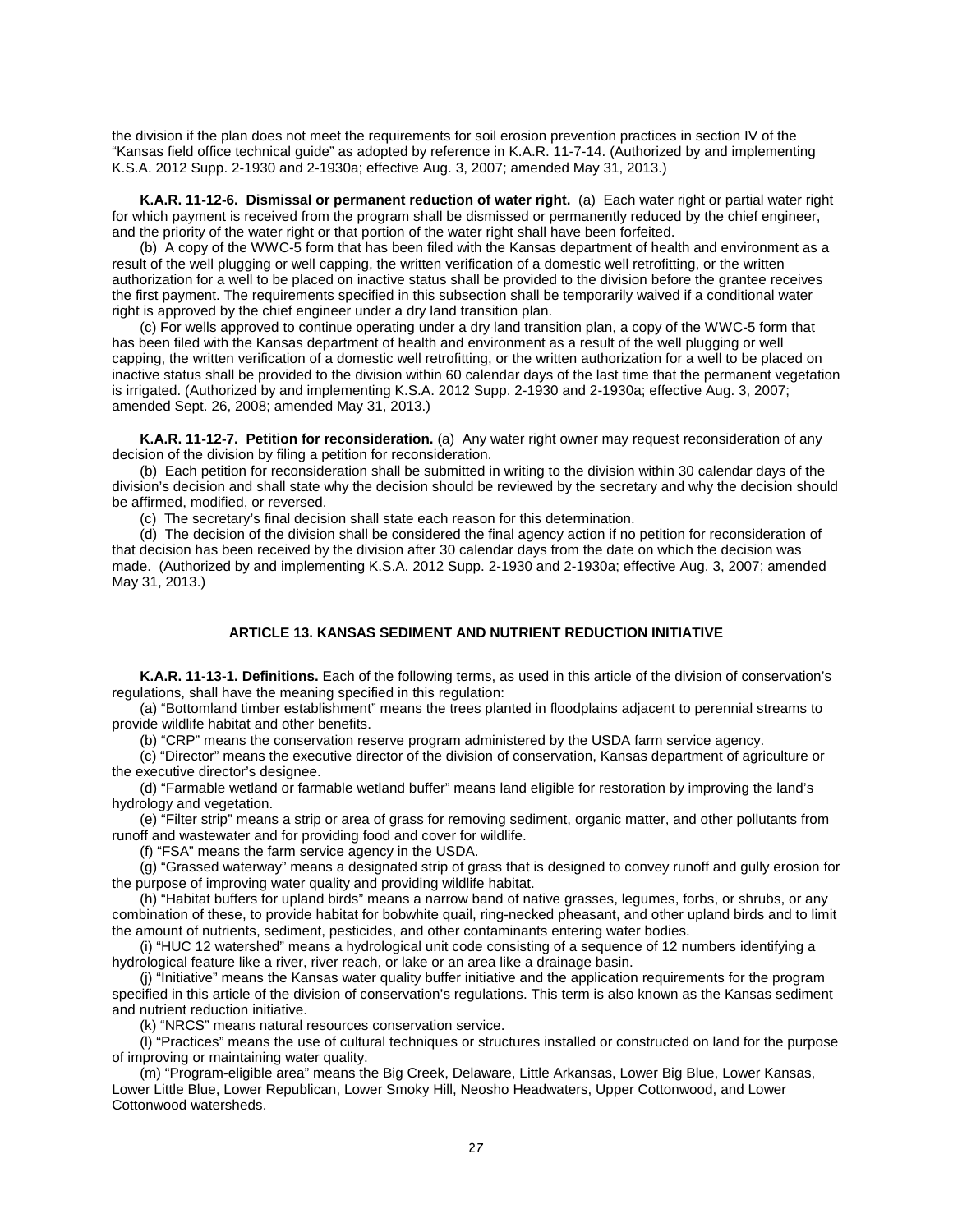the division if the plan does not meet the requirements for soil erosion prevention practices in section IV of the "Kansas field office technical guide" as adopted by reference in K.A.R. 11-7-14. (Authorized by and implementing K.S.A. 2012 Supp. 2-1930 and 2-1930a; effective Aug. 3, 2007; amended May 31, 2013.)

**K.A.R. 11-12-6. Dismissal or permanent reduction of water right.** (a) Each water right or partial water right for which payment is received from the program shall be dismissed or permanently reduced by the chief engineer, and the priority of the water right or that portion of the water right shall have been forfeited.

(b) A copy of the WWC-5 form that has been filed with the Kansas department of health and environment as a result of the well plugging or well capping, the written verification of a domestic well retrofitting, or the written authorization for a well to be placed on inactive status shall be provided to the division before the grantee receives the first payment. The requirements specified in this subsection shall be temporarily waived if a conditional water right is approved by the chief engineer under a dry land transition plan.

(c) For wells approved to continue operating under a dry land transition plan, a copy of the WWC-5 form that has been filed with the Kansas department of health and environment as a result of the well plugging or well capping, the written verification of a domestic well retrofitting, or the written authorization for a well to be placed on inactive status shall be provided to the division within 60 calendar days of the last time that the permanent vegetation is irrigated. (Authorized by and implementing K.S.A. 2012 Supp. 2-1930 and 2-1930a; effective Aug. 3, 2007; amended Sept. 26, 2008; amended May 31, 2013.)

**K.A.R. 11-12-7. Petition for reconsideration.** (a) Any water right owner may request reconsideration of any decision of the division by filing a petition for reconsideration.

(b) Each petition for reconsideration shall be submitted in writing to the division within 30 calendar days of the division's decision and shall state why the decision should be reviewed by the secretary and why the decision should be affirmed, modified, or reversed.

(c) The secretary's final decision shall state each reason for this determination.

(d) The decision of the division shall be considered the final agency action if no petition for reconsideration of that decision has been received by the division after 30 calendar days from the date on which the decision was made. (Authorized by and implementing K.S.A. 2012 Supp. 2-1930 and 2-1930a; effective Aug. 3, 2007; amended May 31, 2013.)

## ARTICLE 13. KANSAS SEDIMENT AND NUTRIENT REDUCTION INITIATIVE

**K.A.R. 11-13-1. Definitions.** Each of the following terms, as used in this article of the division of conservation's regulations, shall have the meaning specified in this regulation:

(a) "Bottomland timber establishment" means the trees planted in floodplains adjacent to perennial streams to provide wildlife habitat and other benefits.

(b) "CRP" means the conservation reserve program administered by the USDA farm service agency.

(c) "Director" means the executive director of the division of conservation, Kansas department of agriculture or the executive director's designee.

(d) "Farmable wetland or farmable wetland buffer" means land eligible for restoration by improving the land's hydrology and vegetation.

(e) "Filter strip" means a strip or area of grass for removing sediment, organic matter, and other pollutants from runoff and wastewater and for providing food and cover for wildlife.

(f) "FSA" means the farm service agency in the USDA.

(g) "Grassed waterway" means a designated strip of grass that is designed to convey runoff and gully erosion for the purpose of improving water quality and providing wildlife habitat.

(h) "Habitat buffers for upland birds" means a narrow band of native grasses, legumes, forbs, or shrubs, or any combination of these, to provide habitat for bobwhite quail, ring-necked pheasant, and other upland birds and to limit the amount of nutrients, sediment, pesticides, and other contaminants entering water bodies.

(i) "HUC 12 watershed" means a hydrological unit code consisting of a sequence of 12 numbers identifying a hydrological feature like a river, river reach, or lake or an area like a drainage basin.

(j) "Initiative" means the Kansas water quality buffer initiative and the application requirements for the program specified in this article of the division of conservation's regulations. This term is also known as the Kansas sediment and nutrient reduction initiative.

(k) "NRCS" means natural resources conservation service.

(l) "Practices" means the use of cultural techniques or structures installed or constructed on land for the purpose of improving or maintaining water quality.

(m) "Program-eligible area" means the Big Creek, Delaware, Little Arkansas, Lower Big Blue, Lower Kansas, Lower Little Blue, Lower Republican, Lower Smoky Hill, Neosho Headwaters, Upper Cottonwood, and Lower Cottonwood watersheds.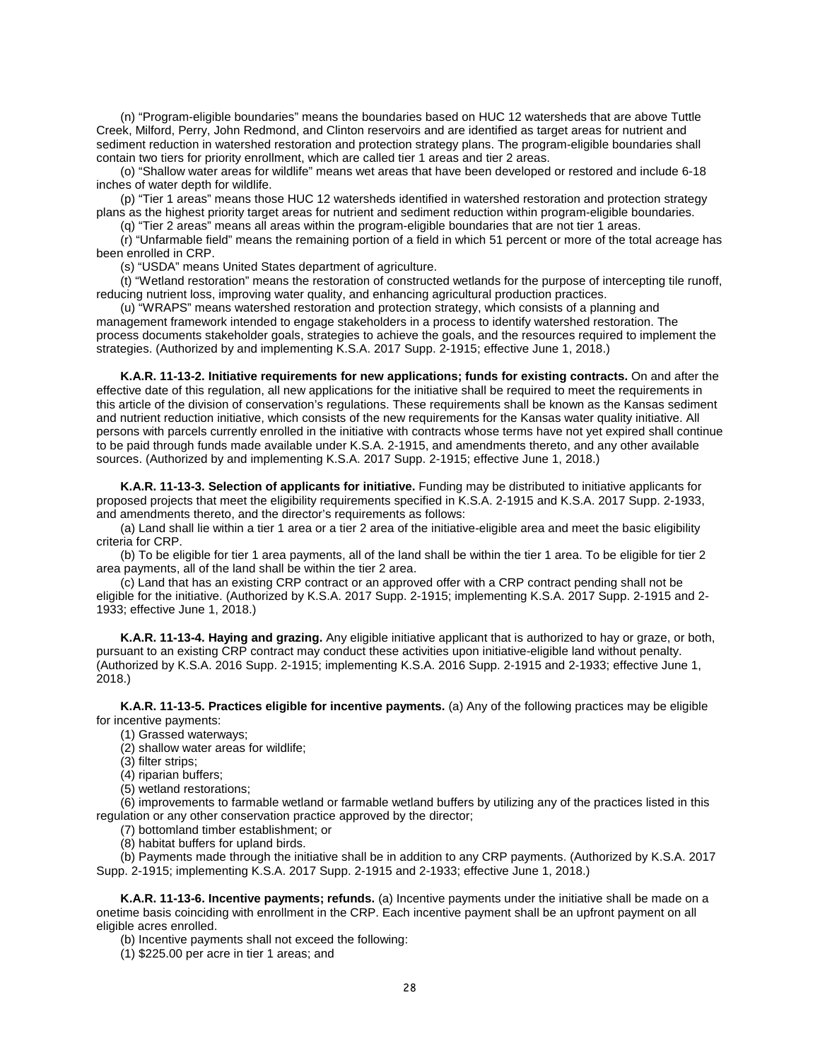(n) "Program-eligible boundaries" means the boundaries based on HUC 12 watersheds that are above Tuttle Creek, Milford, Perry, John Redmond, and Clinton reservoirs and are identified as target areas for nutrient and sediment reduction in watershed restoration and protection strategy plans. The program-eligible boundaries shall contain two tiers for priority enrollment, which are called tier 1 areas and tier 2 areas.

(o) "Shallow water areas for wildlife" means wet areas that have been developed or restored and include 6-18 inches of water depth for wildlife.

(p) "Tier 1 areas" means those HUC 12 watersheds identified in watershed restoration and protection strategy plans as the highest priority target areas for nutrient and sediment reduction within program-eligible boundaries.

(q) "Tier 2 areas" means all areas within the program-eligible boundaries that are not tier 1 areas.

(r) "Unfarmable field" means the remaining portion of a field in which 51 percent or more of the total acreage has been enrolled in CRP.

(s) "USDA" means United States department of agriculture.

(t) "Wetland restoration" means the restoration of constructed wetlands for the purpose of intercepting tile runoff, reducing nutrient loss, improving water quality, and enhancing agricultural production practices.

(u) "WRAPS" means watershed restoration and protection strategy, which consists of a planning and management framework intended to engage stakeholders in a process to identify watershed restoration. The process documents stakeholder goals, strategies to achieve the goals, and the resources required to implement the strategies. (Authorized by and implementing K.S.A. 2017 Supp. 2-1915; effective June 1, 2018.)

**K.A.R. 11-13-2. Initiative requirements for new applications; funds for existing contracts.** On and after the effective date of this regulation, all new applications for the initiative shall be required to meet the requirements in this article of the division of conservation's regulations. These requirements shall be known as the Kansas sediment and nutrient reduction initiative, which consists of the new requirements for the Kansas water quality initiative. All persons with parcels currently enrolled in the initiative with contracts whose terms have not yet expired shall continue to be paid through funds made available under K.S.A. 2-1915, and amendments thereto, and any other available sources. (Authorized by and implementing K.S.A. 2017 Supp. 2-1915; effective June 1, 2018.)

**K.A.R. 11-13-3. Selection of applicants for initiative.** Funding may be distributed to initiative applicants for proposed projects that meet the eligibility requirements specified in K.S.A. 2-1915 and K.S.A. 2017 Supp. 2-1933, and amendments thereto, and the director's requirements as follows:

(a) Land shall lie within a tier 1 area or a tier 2 area of the initiative-eligible area and meet the basic eligibility criteria for CRP.

(b) To be eligible for tier 1 area payments, all of the land shall be within the tier 1 area. To be eligible for tier 2 area payments, all of the land shall be within the tier 2 area.

(c) Land that has an existing CRP contract or an approved offer with a CRP contract pending shall not be eligible for the initiative. (Authorized by K.S.A. 2017 Supp. 2-1915; implementing K.S.A. 2017 Supp. 2-1915 and 2-1933; effective June 1, 2018.)

**K.A.R. 11-13-4. Haying and grazing.** Any eligible initiative applicant that is authorized to hay or graze, or both, pursuant to an existing CRP contract may conduct these activities upon initiative-eligible land without penalty. (Authorized by K.S.A. 2016 Supp. 2-1915; implementing K.S.A. 2016 Supp. 2-1915 and 2-1933; effective June 1, 2018.)

**K.A.R. 11-13-5. Practices eligible for incentive payments.** (a) Any of the following practices may be eligible for incentive payments:

(1) Grassed waterways;

(2) shallow water areas for wildlife;

(3) filter strips;

(4) riparian buffers;

(5) wetland restorations;

(6) improvements to farmable wetland or farmable wetland buffers by utilizing any of the practices listed in this regulation or any other conservation practice approved by the director;

(7) bottomland timber establishment; or

(8) habitat buffers for upland birds.

(b) Payments made through the initiative shall be in addition to any CRP payments. (Authorized by K.S.A. 2017 Supp. 2-1915; implementing K.S.A. 2017 Supp. 2-1915 and 2-1933; effective June 1, 2018.)

**K.A.R. 11-13-6. Incentive payments; refunds.** (a) Incentive payments under the initiative shall be made on a onetime basis coinciding with enrollment in the CRP. Each incentive payment shall be an upfront payment on all eligible acres enrolled.

(b) Incentive payments shall not exceed the following:

(1) \$225.00 per acre in tier 1 areas; and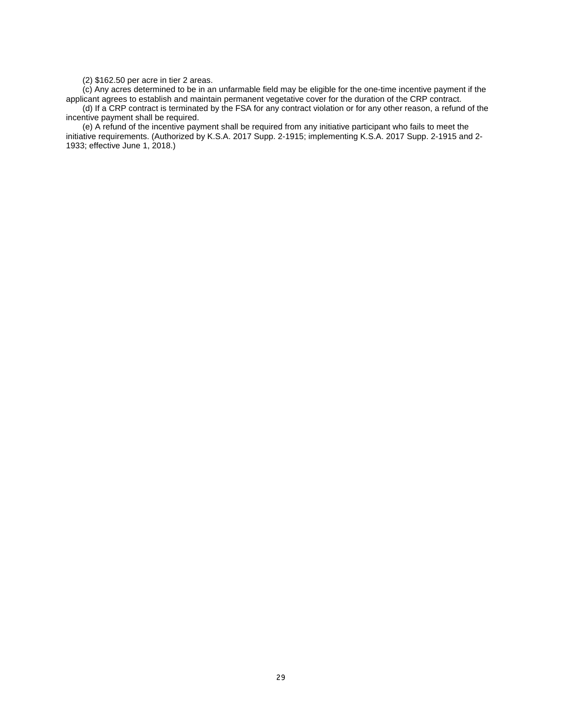(2) $162.50 per acre in tier 2 areas.

(c) Any acres determined to be in an unfarmable field may be eligible for the one-time incentive payment if the applicant agrees to establish and maintain permanent vegetative cover for the duration of the CRP contract.

(d) If a CRP contract is terminated by the FSA for any contract violation or for any other reason, a refund of the incentive payment shall be required.

(e) A refund of the incentive payment shall be required from any initiative participant who fails to meet the initiative requirements. (Authorized by K.S.A. 2017 Supp. 2-1915; implementing K.S.A. 2017 Supp. 2-1915 and 2-1933; effective June 1, 2018.)